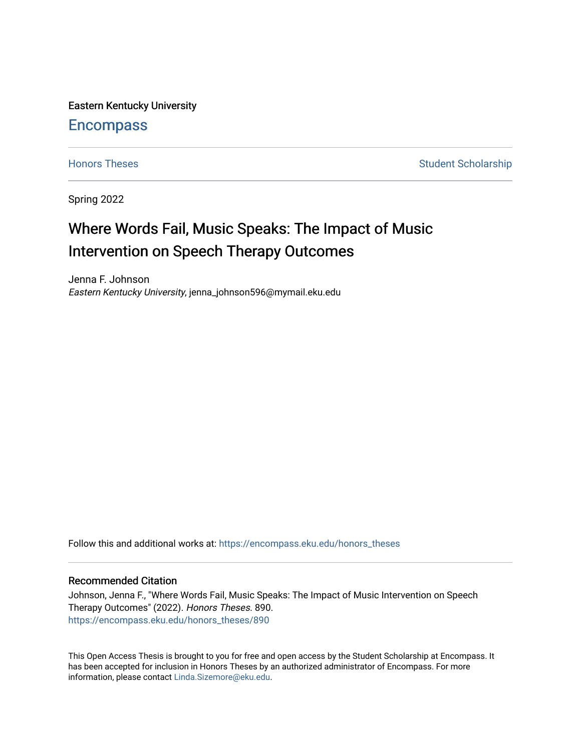Eastern Kentucky University

# Encompass

Honors Theses | Student Scholarship

Spring 2022

## Where Words Fail, Music Speaks: The Impact of Music Intervention on Speech Therapy Outcomes

Jenna F. Johnson
*Eastern Kentucky University*, jenna_johnson596@mymail.eku.edu

Follow this and additional works at: https://encompass.eku.edu/honors_theses

### Recommended Citation

Johnson, Jenna F., "Where Words Fail, Music Speaks: The Impact of Music Intervention on Speech Therapy Outcomes" (2022). *Honors Theses*. 890.
https://encompass.eku.edu/honors_theses/890

This Open Access Thesis is brought to you for free and open access by the Student Scholarship at Encompass. It has been accepted for inclusion in Honors Theses by an authorized administrator of Encompass. For more information, please contact Linda.Sizemore@eku.edu.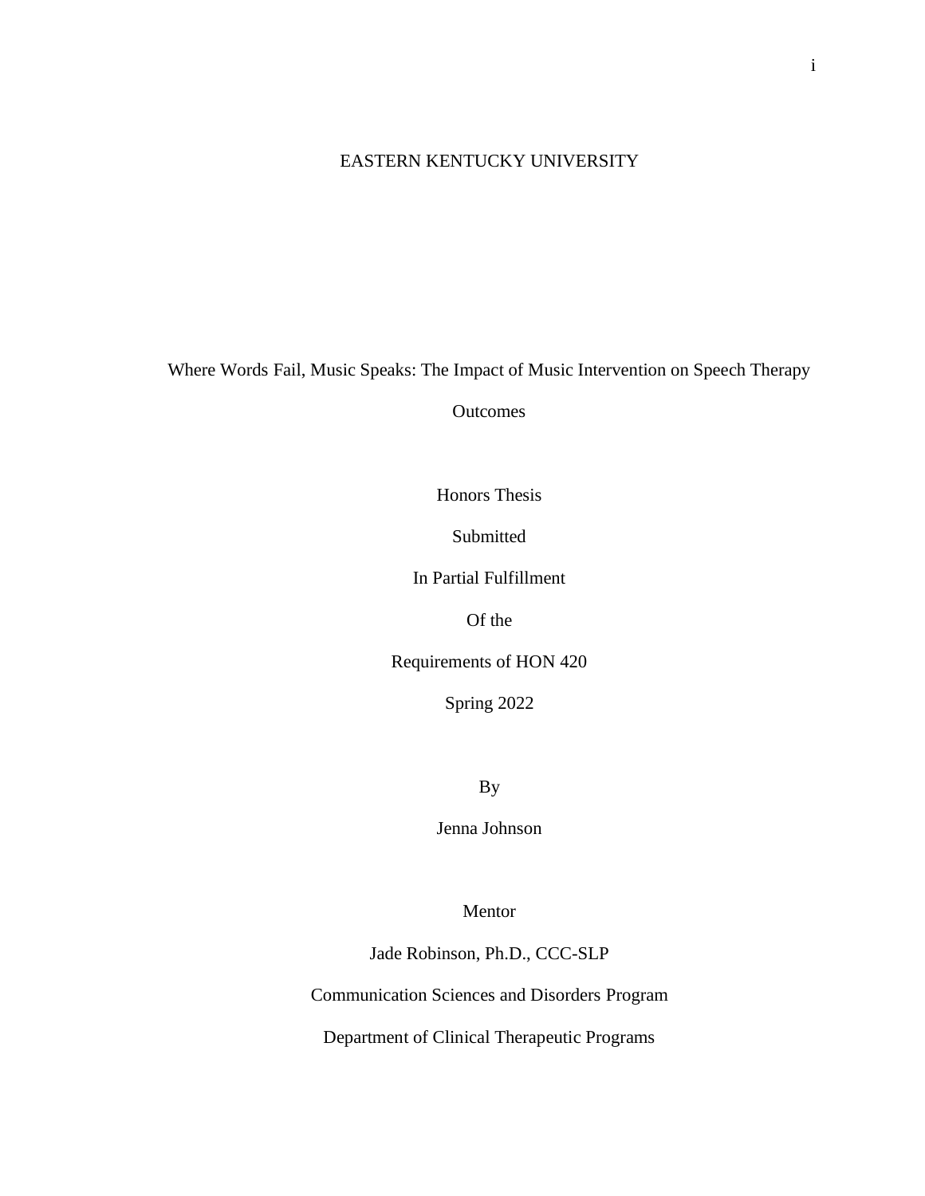EASTERN KENTUCKY UNIVERSITY

# Where Words Fail, Music Speaks: The Impact of Music Intervention on Speech Therapy Outcomes

Honors Thesis

Submitted

In Partial Fulfillment

Of the

Requirements of HON 420

Spring 2022

By

Jenna Johnson

Mentor

Jade Robinson, Ph.D., CCC-SLP

Communication Sciences and Disorders Program

Department of Clinical Therapeutic Programs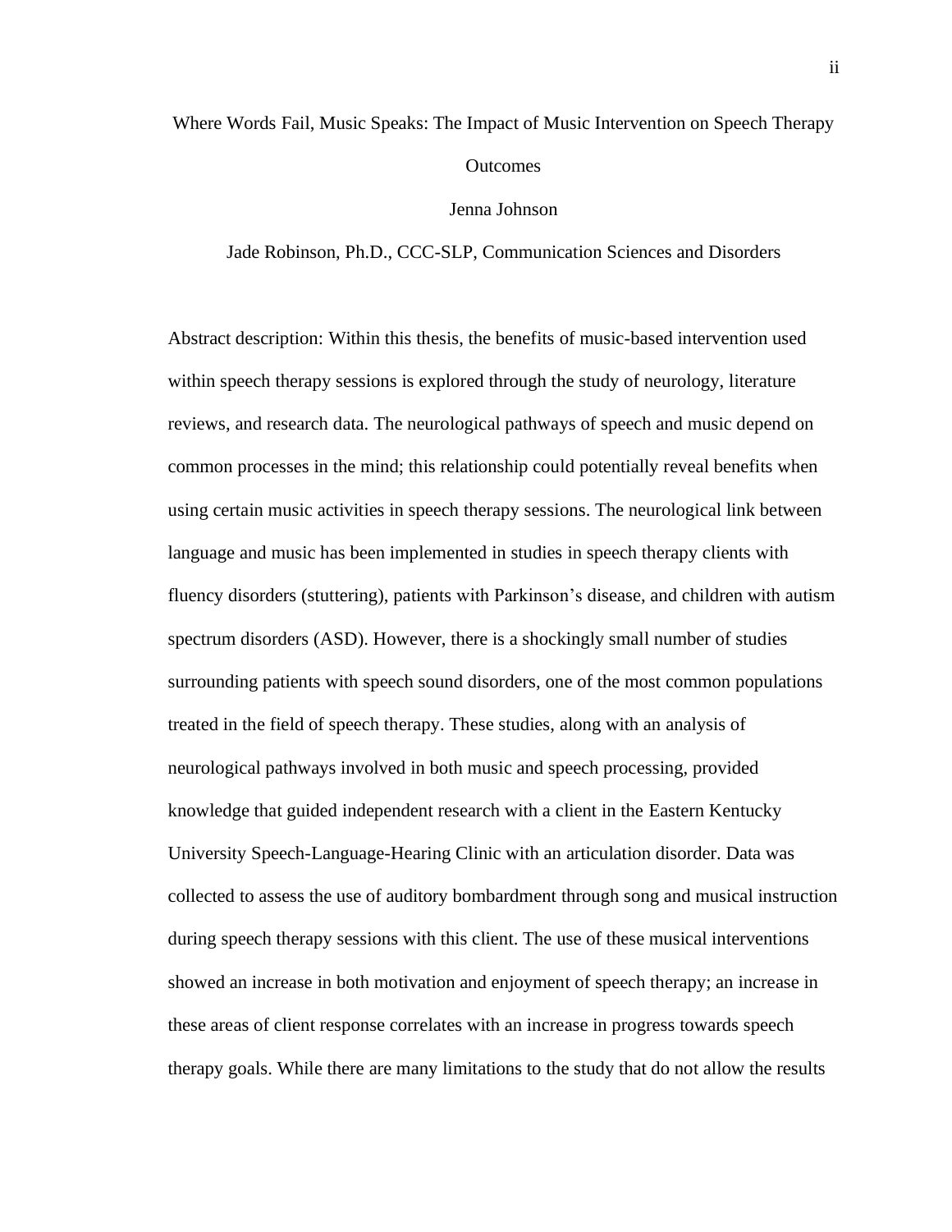Where Words Fail, Music Speaks: The Impact of Music Intervention on Speech Therapy Outcomes

Jenna Johnson

Jade Robinson, Ph.D., CCC-SLP, Communication Sciences and Disorders

Abstract description: Within this thesis, the benefits of music-based intervention used within speech therapy sessions is explored through the study of neurology, literature reviews, and research data. The neurological pathways of speech and music depend on common processes in the mind; this relationship could potentially reveal benefits when using certain music activities in speech therapy sessions. The neurological link between language and music has been implemented in studies in speech therapy clients with fluency disorders (stuttering), patients with Parkinson's disease, and children with autism spectrum disorders (ASD). However, there is a shockingly small number of studies surrounding patients with speech sound disorders, one of the most common populations treated in the field of speech therapy. These studies, along with an analysis of neurological pathways involved in both music and speech processing, provided knowledge that guided independent research with a client in the Eastern Kentucky University Speech-Language-Hearing Clinic with an articulation disorder. Data was collected to assess the use of auditory bombardment through song and musical instruction during speech therapy sessions with this client. The use of these musical interventions showed an increase in both motivation and enjoyment of speech therapy; an increase in these areas of client response correlates with an increase in progress towards speech therapy goals. While there are many limitations to the study that do not allow the results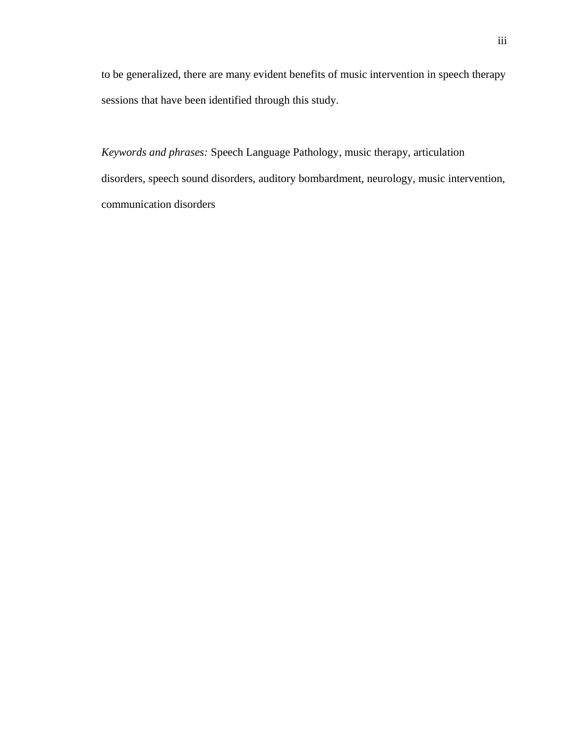to be generalized, there are many evident benefits of music intervention in speech therapy sessions that have been identified through this study.

*Keywords and phrases:* Speech Language Pathology, music therapy, articulation disorders, speech sound disorders, auditory bombardment, neurology, music intervention, communication disorders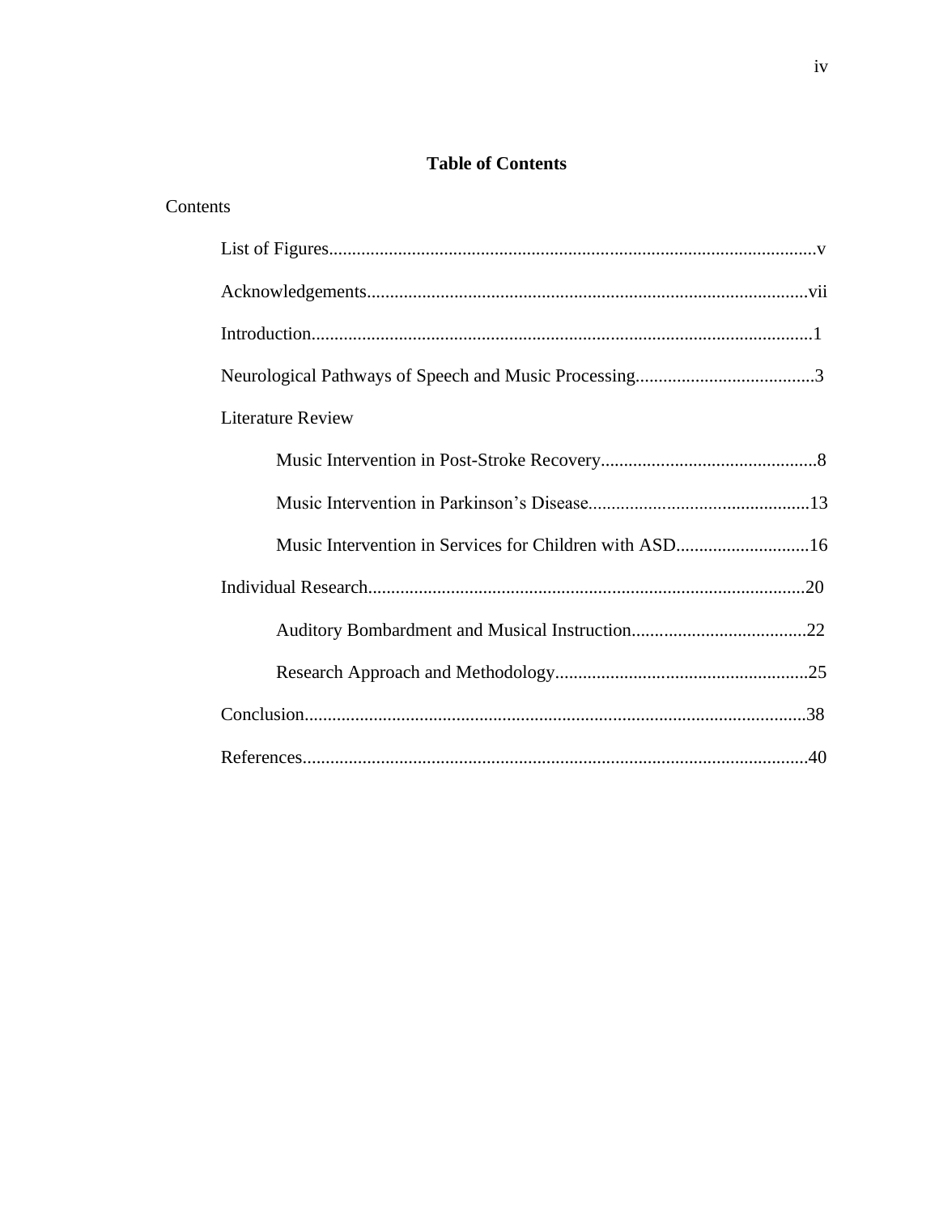# Table of Contents

Contents

- List of Figures......................................................................................................v
- Acknowledgements..............................................................................................vii
- Introduction..........................................................................................................1
- Neurological Pathways of Speech and Music Processing......................................3
- Literature Review
  - Music Intervention in Post-Stroke Recovery..............................................8
  - Music Intervention in Parkinson's Disease................................................13
  - Music Intervention in Services for Children with ASD.............................16
- Individual Research.............................................................................................20
  - Auditory Bombardment and Musical Instruction......................................22
  - Research Approach and Methodology.......................................................25
- Conclusion...........................................................................................................38
- References............................................................................................................40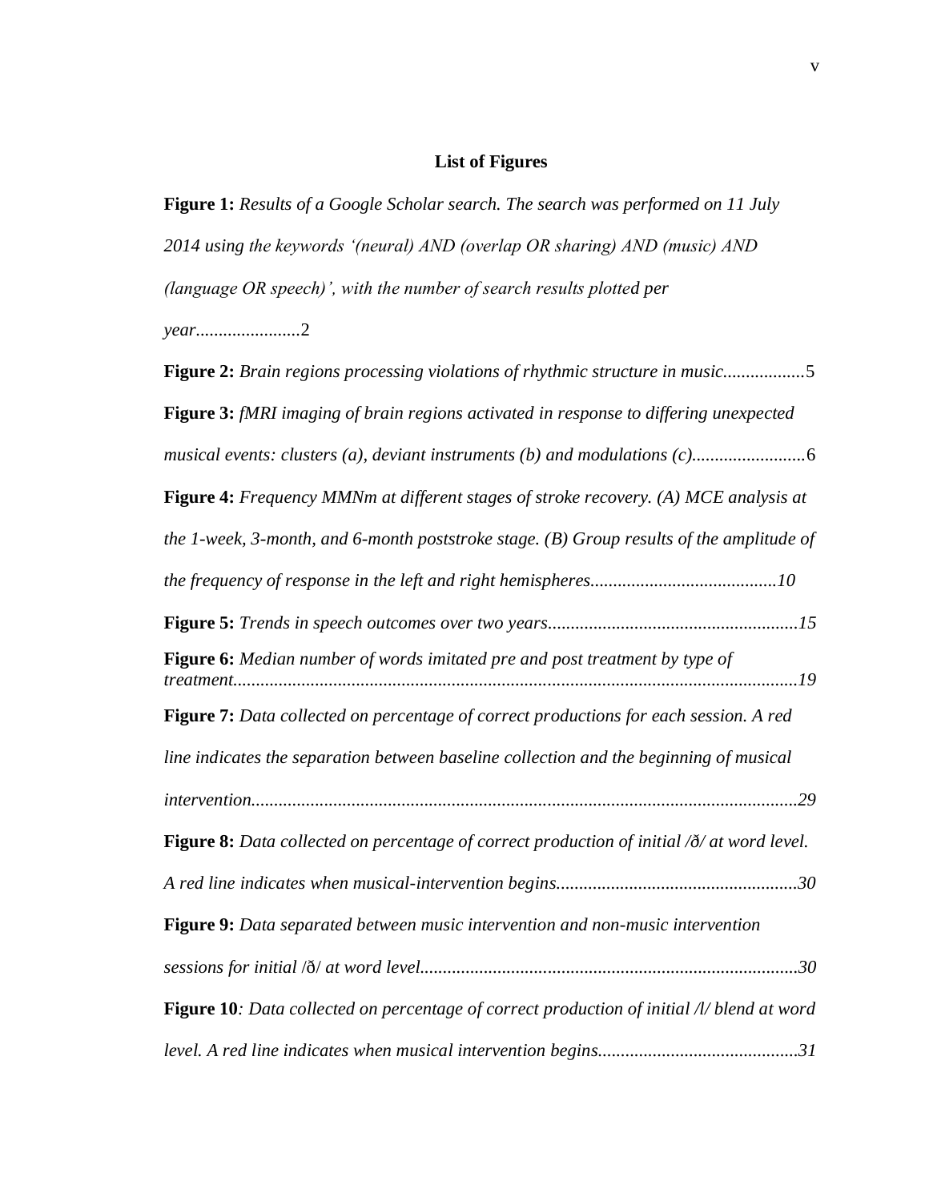## List of Figures

**Figure 1:** *Results of a Google Scholar search. The search was performed on 11 July 2014 using the keywords '(neural) AND (overlap OR sharing) AND (music) AND (language OR speech)', with the number of search results plotted per year*.......................2

**Figure 2:** *Brain regions processing violations of rhythmic structure in music*..................5

**Figure 3:** *fMRI imaging of brain regions activated in response to differing unexpected musical events: clusters (a), deviant instruments (b) and modulations (c)*.........................6

**Figure 4:** *Frequency MMNm at different stages of stroke recovery. (A) MCE analysis at the 1-week, 3-month, and 6-month poststroke stage. (B) Group results of the amplitude of the frequency of response in the left and right hemispheres.........................................10*

**Figure 5:** *Trends in speech outcomes over two years.......................................................15*

**Figure 6:** *Median number of words imitated pre and post treatment by type of treatment...........................................................................................................................19*

**Figure 7:** *Data collected on percentage of correct productions for each session. A red line indicates the separation between baseline collection and the beginning of musical intervention.......................................................................................................................29*

**Figure 8:** *Data collected on percentage of correct production of initial /ð/ at word level. A red line indicates when musical-intervention begins.....................................................30*

**Figure 9:** *Data separated between music intervention and non-music intervention sessions for initial* /ð/ *at word level..................................................................................30*

**Figure 10***: Data collected on percentage of correct production of initial /l/ blend at word level. A red line indicates when musical intervention begins...........................................31*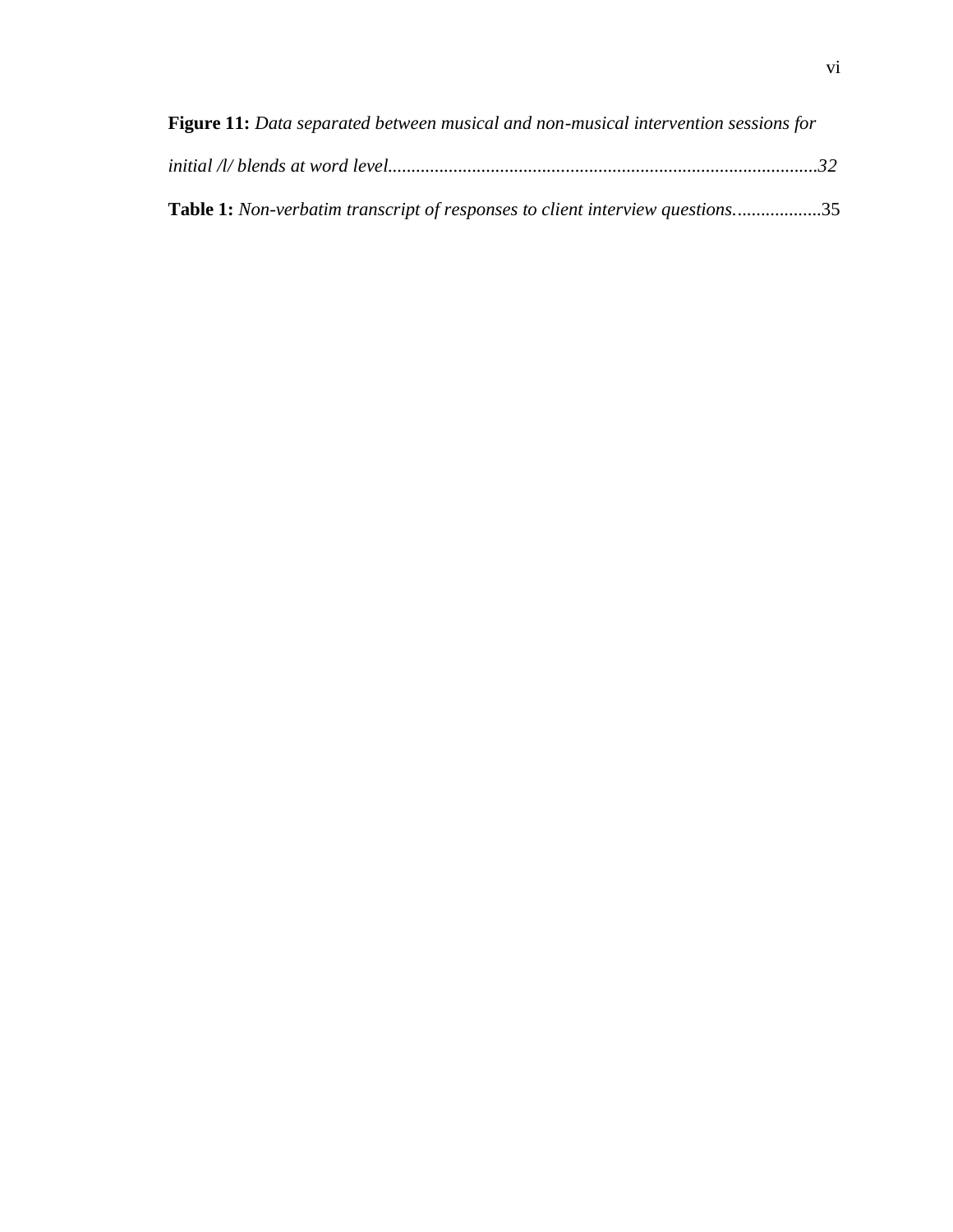**Figure 11:** *Data separated between musical and non-musical intervention sessions for initial /l/ blends at word level...........................................................................................32*

**Table 1:** *Non-verbatim transcript of responses to client interview questions.*..................35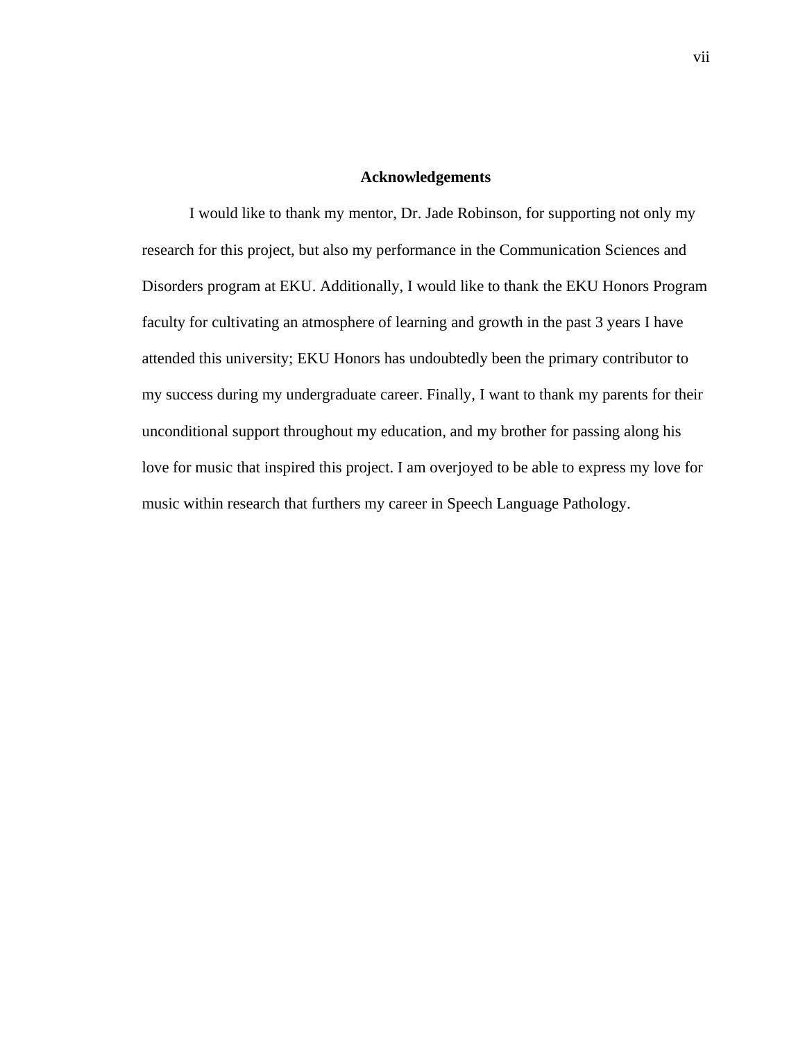## Acknowledgements

I would like to thank my mentor, Dr. Jade Robinson, for supporting not only my research for this project, but also my performance in the Communication Sciences and Disorders program at EKU. Additionally, I would like to thank the EKU Honors Program faculty for cultivating an atmosphere of learning and growth in the past 3 years I have attended this university; EKU Honors has undoubtedly been the primary contributor to my success during my undergraduate career. Finally, I want to thank my parents for their unconditional support throughout my education, and my brother for passing along his love for music that inspired this project. I am overjoyed to be able to express my love for music within research that furthers my career in Speech Language Pathology.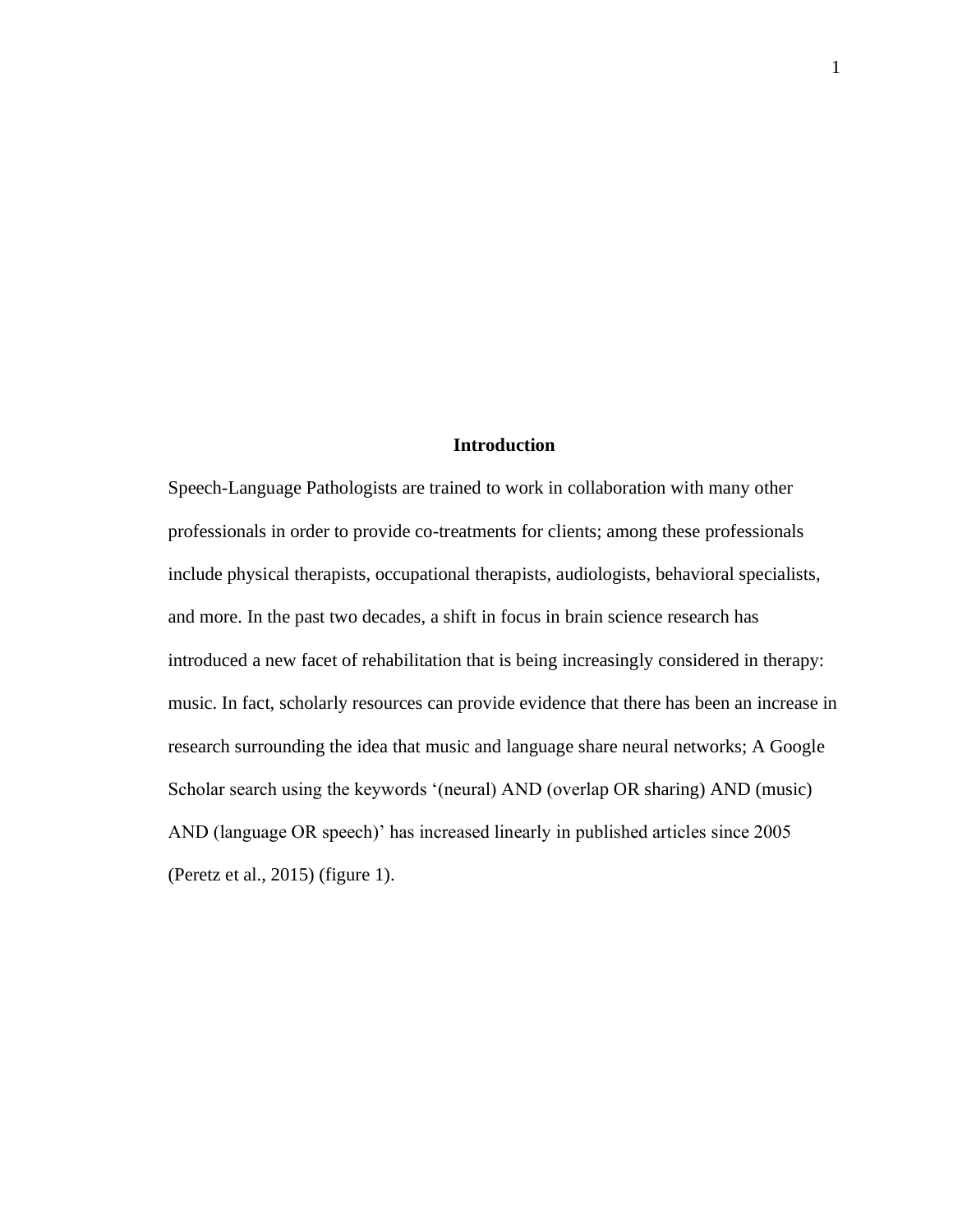# Introduction

Speech-Language Pathologists are trained to work in collaboration with many other professionals in order to provide co-treatments for clients; among these professionals include physical therapists, occupational therapists, audiologists, behavioral specialists, and more. In the past two decades, a shift in focus in brain science research has introduced a new facet of rehabilitation that is being increasingly considered in therapy: music. In fact, scholarly resources can provide evidence that there has been an increase in research surrounding the idea that music and language share neural networks; A Google Scholar search using the keywords '(neural) AND (overlap OR sharing) AND (music) AND (language OR speech)' has increased linearly in published articles since 2005 (Peretz et al., 2015) (figure 1).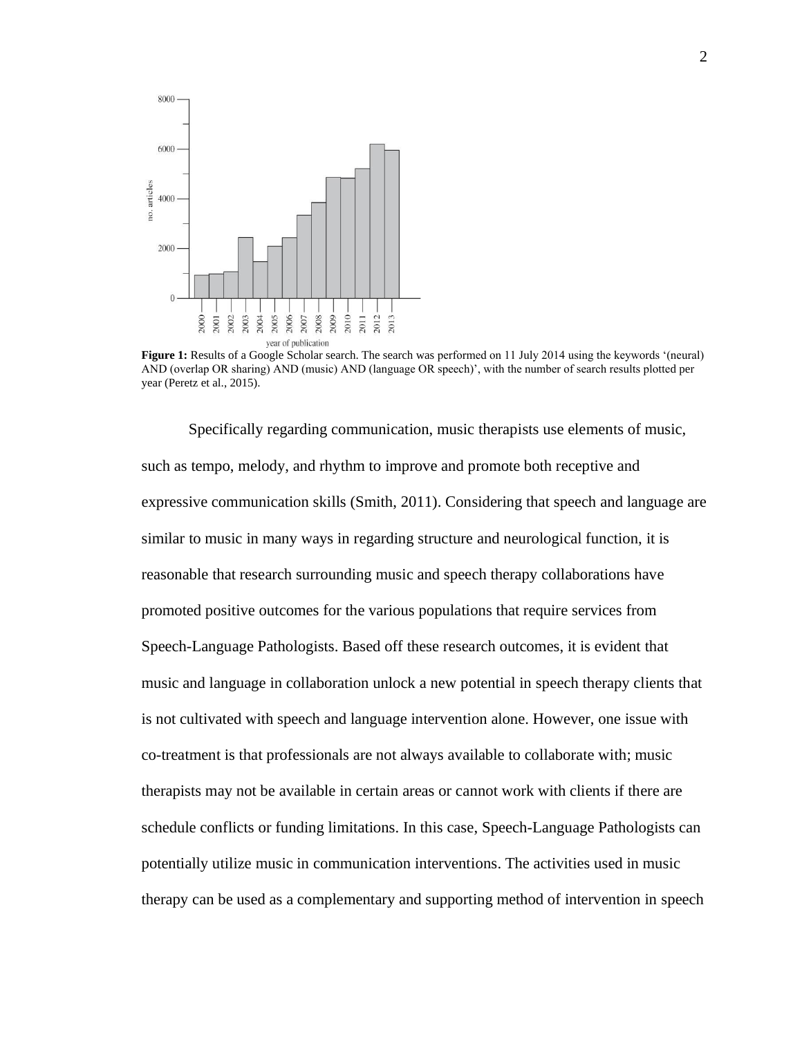**Figure 1:** Results of a Google Scholar search. The search was performed on 11 July 2014 using the keywords '(neural) AND (overlap OR sharing) AND (music) AND (language OR speech)', with the number of search results plotted per year (Peretz et al., 2015).

Specifically regarding communication, music therapists use elements of music, such as tempo, melody, and rhythm to improve and promote both receptive and expressive communication skills (Smith, 2011). Considering that speech and language are similar to music in many ways in regarding structure and neurological function, it is reasonable that research surrounding music and speech therapy collaborations have promoted positive outcomes for the various populations that require services from Speech-Language Pathologists. Based off these research outcomes, it is evident that music and language in collaboration unlock a new potential in speech therapy clients that is not cultivated with speech and language intervention alone. However, one issue with co-treatment is that professionals are not always available to collaborate with; music therapists may not be available in certain areas or cannot work with clients if there are schedule conflicts or funding limitations. In this case, Speech-Language Pathologists can potentially utilize music in communication interventions. The activities used in music therapy can be used as a complementary and supporting method of intervention in speech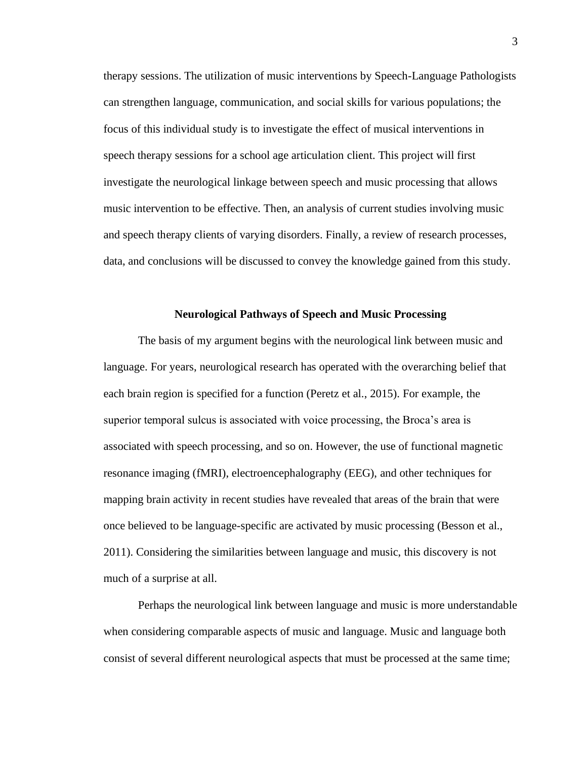therapy sessions. The utilization of music interventions by Speech-Language Pathologists can strengthen language, communication, and social skills for various populations; the focus of this individual study is to investigate the effect of musical interventions in speech therapy sessions for a school age articulation client. This project will first investigate the neurological linkage between speech and music processing that allows music intervention to be effective. Then, an analysis of current studies involving music and speech therapy clients of varying disorders. Finally, a review of research processes, data, and conclusions will be discussed to convey the knowledge gained from this study.

## Neurological Pathways of Speech and Music Processing

The basis of my argument begins with the neurological link between music and language. For years, neurological research has operated with the overarching belief that each brain region is specified for a function (Peretz et al., 2015). For example, the superior temporal sulcus is associated with voice processing, the Broca's area is associated with speech processing, and so on. However, the use of functional magnetic resonance imaging (fMRI), electroencephalography (EEG), and other techniques for mapping brain activity in recent studies have revealed that areas of the brain that were once believed to be language-specific are activated by music processing (Besson et al., 2011). Considering the similarities between language and music, this discovery is not much of a surprise at all.

Perhaps the neurological link between language and music is more understandable when considering comparable aspects of music and language. Music and language both consist of several different neurological aspects that must be processed at the same time;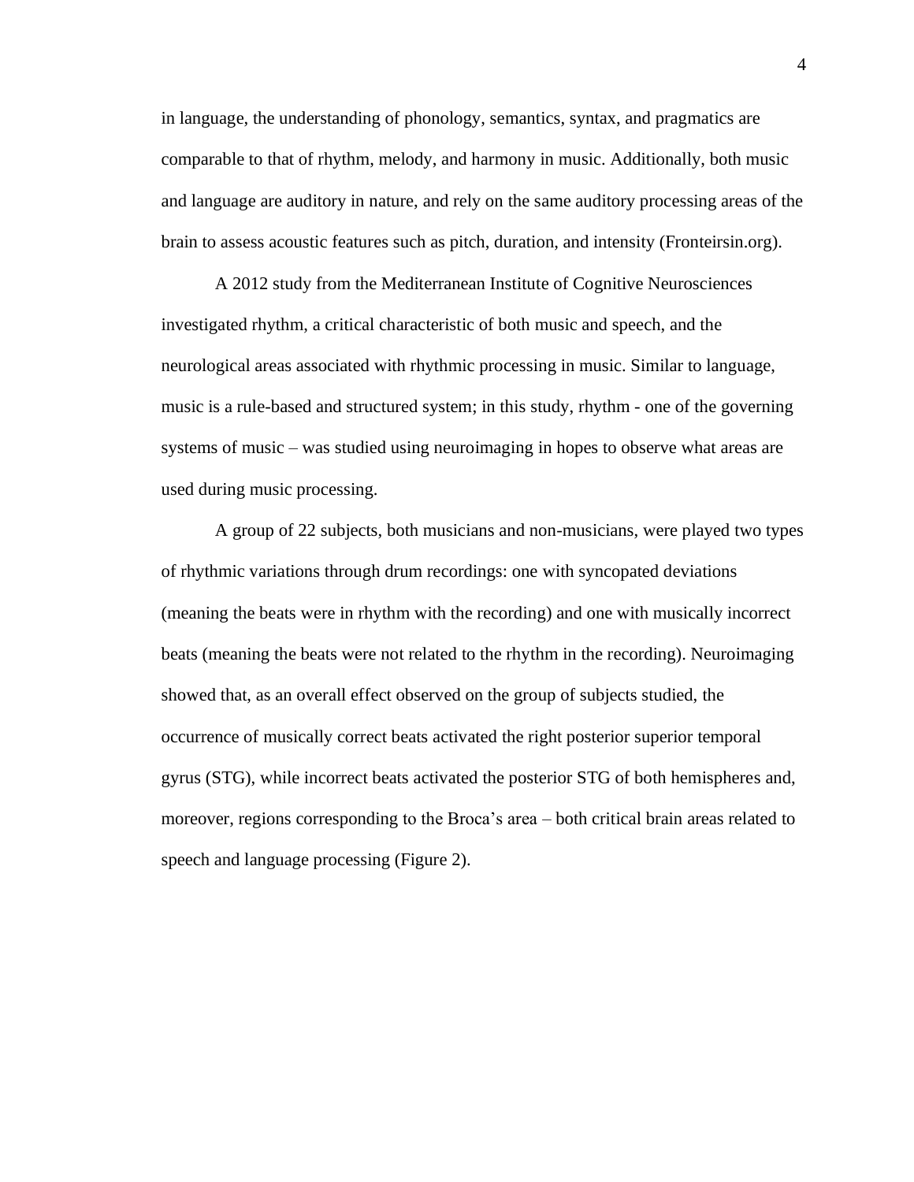in language, the understanding of phonology, semantics, syntax, and pragmatics are comparable to that of rhythm, melody, and harmony in music. Additionally, both music and language are auditory in nature, and rely on the same auditory processing areas of the brain to assess acoustic features such as pitch, duration, and intensity (Fronteirsin.org).

A 2012 study from the Mediterranean Institute of Cognitive Neurosciences investigated rhythm, a critical characteristic of both music and speech, and the neurological areas associated with rhythmic processing in music. Similar to language, music is a rule-based and structured system; in this study, rhythm - one of the governing systems of music – was studied using neuroimaging in hopes to observe what areas are used during music processing.

A group of 22 subjects, both musicians and non-musicians, were played two types of rhythmic variations through drum recordings: one with syncopated deviations (meaning the beats were in rhythm with the recording) and one with musically incorrect beats (meaning the beats were not related to the rhythm in the recording). Neuroimaging showed that, as an overall effect observed on the group of subjects studied, the occurrence of musically correct beats activated the right posterior superior temporal gyrus (STG), while incorrect beats activated the posterior STG of both hemispheres and, moreover, regions corresponding to the Broca's area – both critical brain areas related to speech and language processing (Figure 2).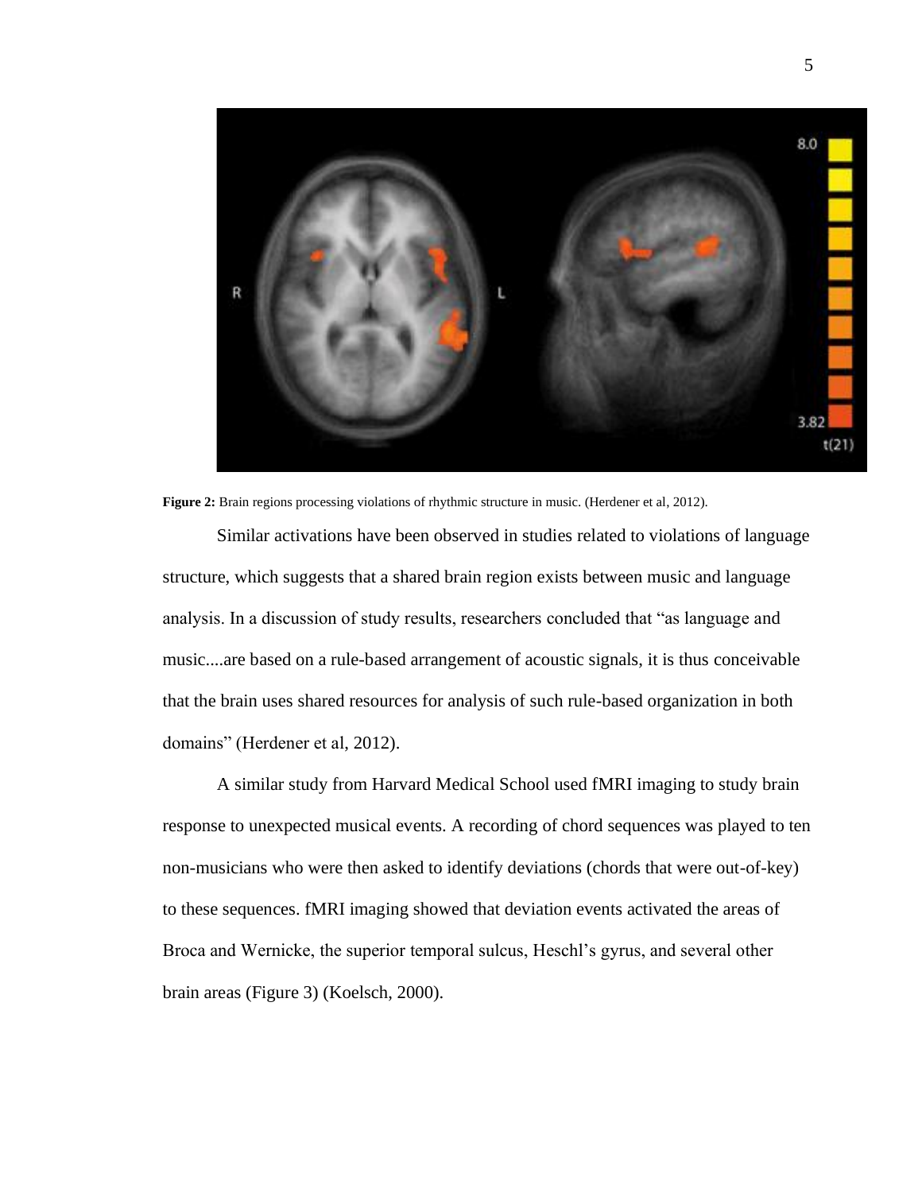**Figure 2:** Brain regions processing violations of rhythmic structure in music. (Herdener et al, 2012).

Similar activations have been observed in studies related to violations of language structure, which suggests that a shared brain region exists between music and language analysis. In a discussion of study results, researchers concluded that "as language and music....are based on a rule-based arrangement of acoustic signals, it is thus conceivable that the brain uses shared resources for analysis of such rule-based organization in both domains" (Herdener et al, 2012).

A similar study from Harvard Medical School used fMRI imaging to study brain response to unexpected musical events. A recording of chord sequences was played to ten non-musicians who were then asked to identify deviations (chords that were out-of-key) to these sequences. fMRI imaging showed that deviation events activated the areas of Broca and Wernicke, the superior temporal sulcus, Heschl's gyrus, and several other brain areas (Figure 3) (Koelsch, 2000).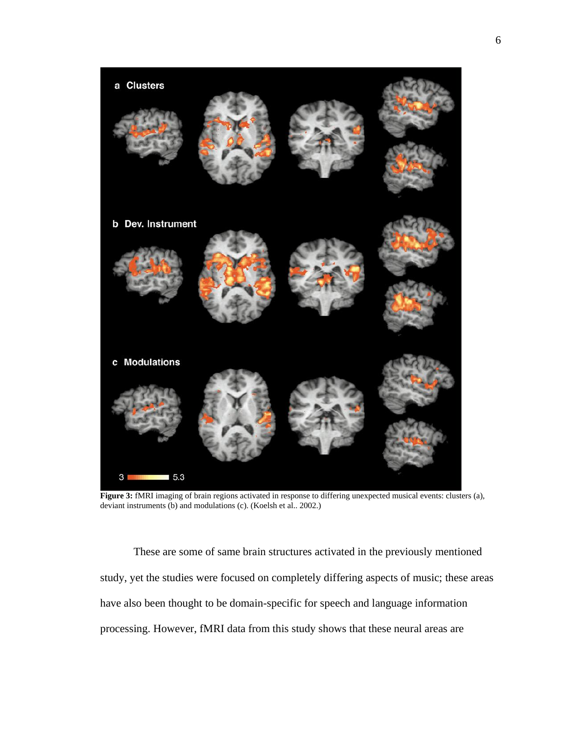**Figure 3:** fMRI imaging of brain regions activated in response to differing unexpected musical events: clusters (a), deviant instruments (b) and modulations (c). (Koelsh et al.. 2002.)

These are some of same brain structures activated in the previously mentioned study, yet the studies were focused on completely differing aspects of music; these areas have also been thought to be domain-specific for speech and language information processing. However, fMRI data from this study shows that these neural areas are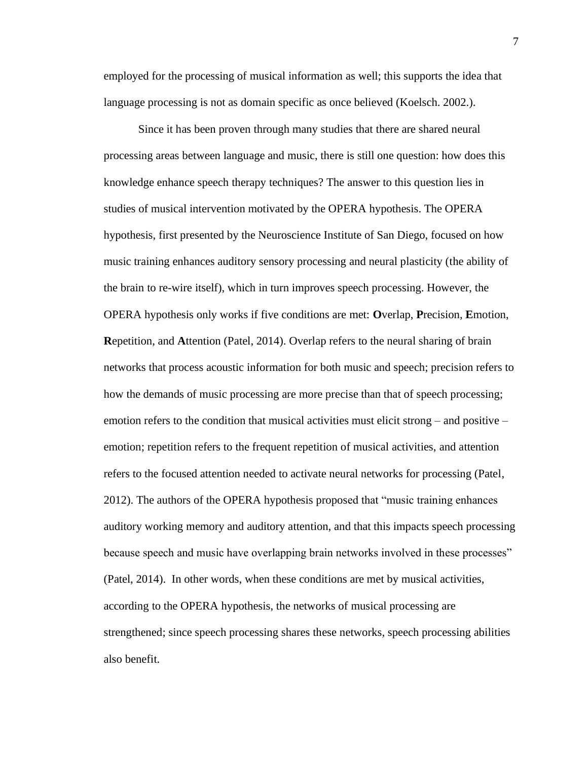employed for the processing of musical information as well; this supports the idea that language processing is not as domain specific as once believed (Koelsch. 2002.).

Since it has been proven through many studies that there are shared neural processing areas between language and music, there is still one question: how does this knowledge enhance speech therapy techniques? The answer to this question lies in studies of musical intervention motivated by the OPERA hypothesis. The OPERA hypothesis, first presented by the Neuroscience Institute of San Diego, focused on how music training enhances auditory sensory processing and neural plasticity (the ability of the brain to re-wire itself), which in turn improves speech processing. However, the OPERA hypothesis only works if five conditions are met: **O**verlap, **P**recision, **E**motion, **R**epetition, and **A**ttention (Patel, 2014). Overlap refers to the neural sharing of brain networks that process acoustic information for both music and speech; precision refers to how the demands of music processing are more precise than that of speech processing; emotion refers to the condition that musical activities must elicit strong – and positive – emotion; repetition refers to the frequent repetition of musical activities, and attention refers to the focused attention needed to activate neural networks for processing (Patel, 2012). The authors of the OPERA hypothesis proposed that "music training enhances auditory working memory and auditory attention, and that this impacts speech processing because speech and music have overlapping brain networks involved in these processes" (Patel, 2014). In other words, when these conditions are met by musical activities, according to the OPERA hypothesis, the networks of musical processing are strengthened; since speech processing shares these networks, speech processing abilities also benefit.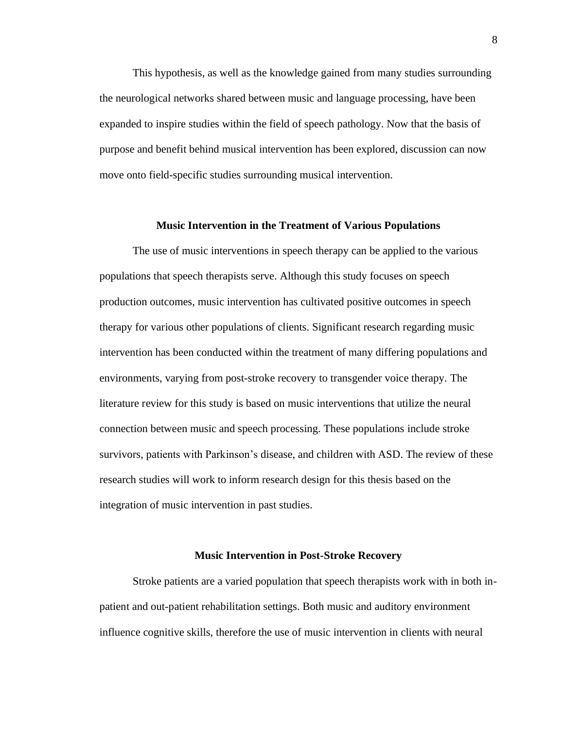This hypothesis, as well as the knowledge gained from many studies surrounding the neurological networks shared between music and language processing, have been expanded to inspire studies within the field of speech pathology. Now that the basis of purpose and benefit behind musical intervention has been explored, discussion can now move onto field-specific studies surrounding musical intervention.

## Music Intervention in the Treatment of Various Populations

The use of music interventions in speech therapy can be applied to the various populations that speech therapists serve. Although this study focuses on speech production outcomes, music intervention has cultivated positive outcomes in speech therapy for various other populations of clients. Significant research regarding music intervention has been conducted within the treatment of many differing populations and environments, varying from post-stroke recovery to transgender voice therapy. The literature review for this study is based on music interventions that utilize the neural connection between music and speech processing. These populations include stroke survivors, patients with Parkinson's disease, and children with ASD. The review of these research studies will work to inform research design for this thesis based on the integration of music intervention in past studies.

### Music Intervention in Post-Stroke Recovery

Stroke patients are a varied population that speech therapists work with in both in-patient and out-patient rehabilitation settings. Both music and auditory environment influence cognitive skills, therefore the use of music intervention in clients with neural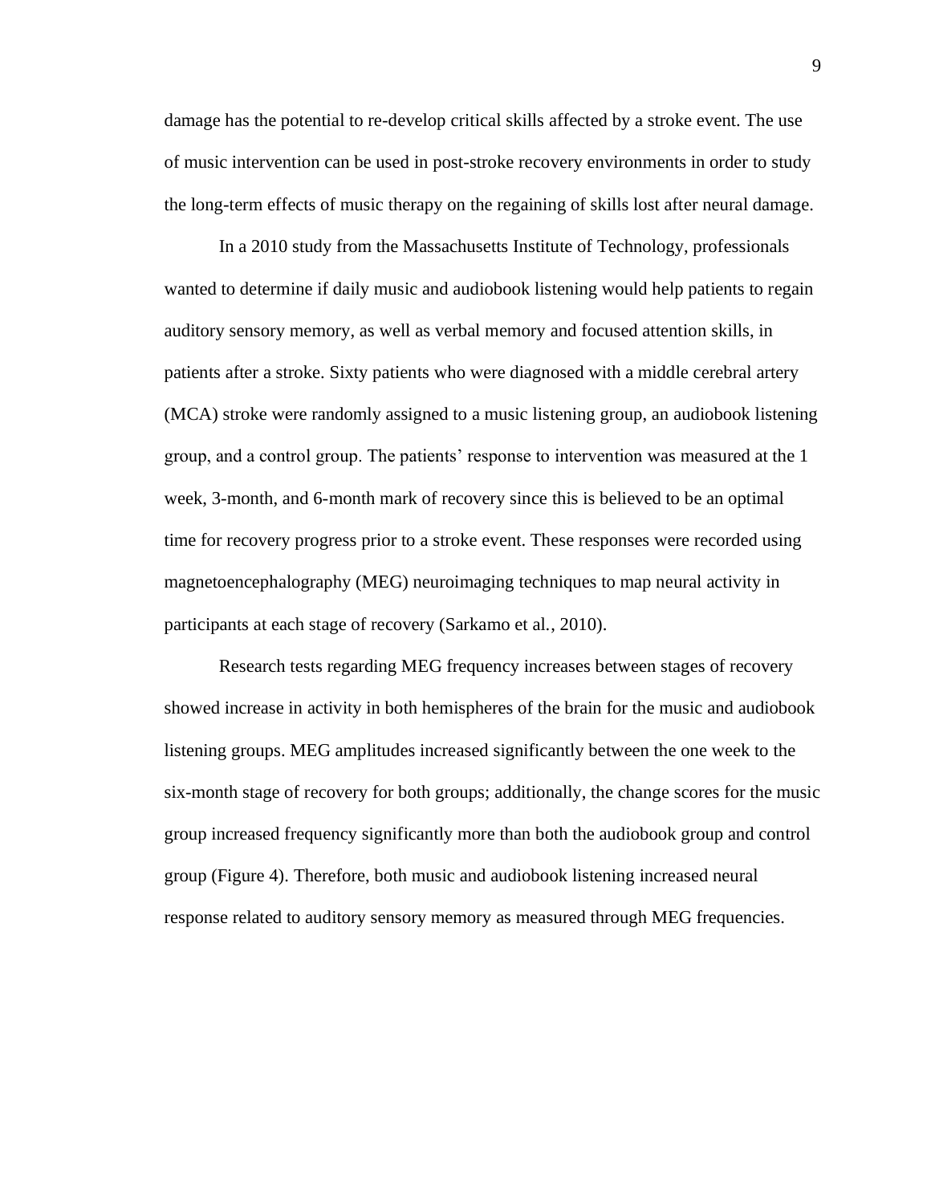damage has the potential to re-develop critical skills affected by a stroke event. The use of music intervention can be used in post-stroke recovery environments in order to study the long-term effects of music therapy on the regaining of skills lost after neural damage.

In a 2010 study from the Massachusetts Institute of Technology, professionals wanted to determine if daily music and audiobook listening would help patients to regain auditory sensory memory, as well as verbal memory and focused attention skills, in patients after a stroke. Sixty patients who were diagnosed with a middle cerebral artery (MCA) stroke were randomly assigned to a music listening group, an audiobook listening group, and a control group. The patients' response to intervention was measured at the 1 week, 3-month, and 6-month mark of recovery since this is believed to be an optimal time for recovery progress prior to a stroke event. These responses were recorded using magnetoencephalography (MEG) neuroimaging techniques to map neural activity in participants at each stage of recovery (Sarkamo et al., 2010).

Research tests regarding MEG frequency increases between stages of recovery showed increase in activity in both hemispheres of the brain for the music and audiobook listening groups. MEG amplitudes increased significantly between the one week to the six-month stage of recovery for both groups; additionally, the change scores for the music group increased frequency significantly more than both the audiobook group and control group (Figure 4). Therefore, both music and audiobook listening increased neural response related to auditory sensory memory as measured through MEG frequencies.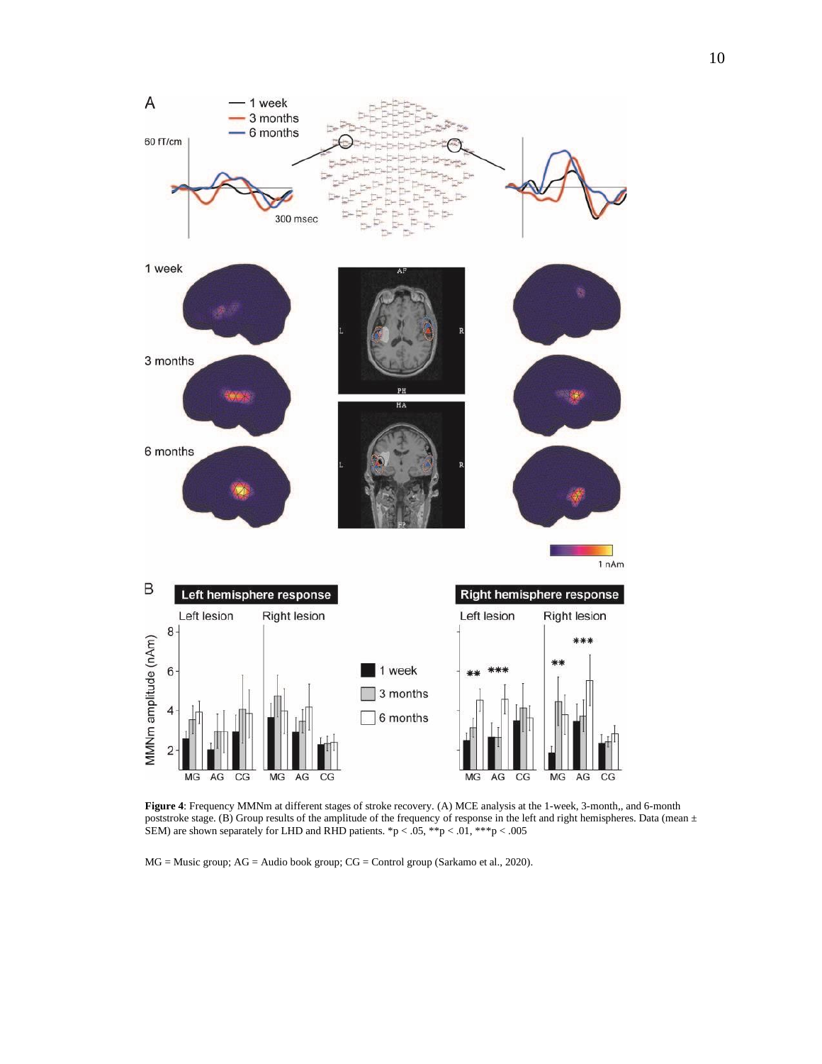**Figure 4**: Frequency MMNm at different stages of stroke recovery. (A) MCE analysis at the 1-week, 3-month,, and 6-month poststroke stage. (B) Group results of the amplitude of the frequency of response in the left and right hemispheres. Data (mean ± SEM) are shown separately for LHD and RHD patients. \*p < .05, \*\*p < .01, \*\*\*p < .005

MG = Music group; AG = Audio book group; CG = Control group (Sarkamo et al., 2020).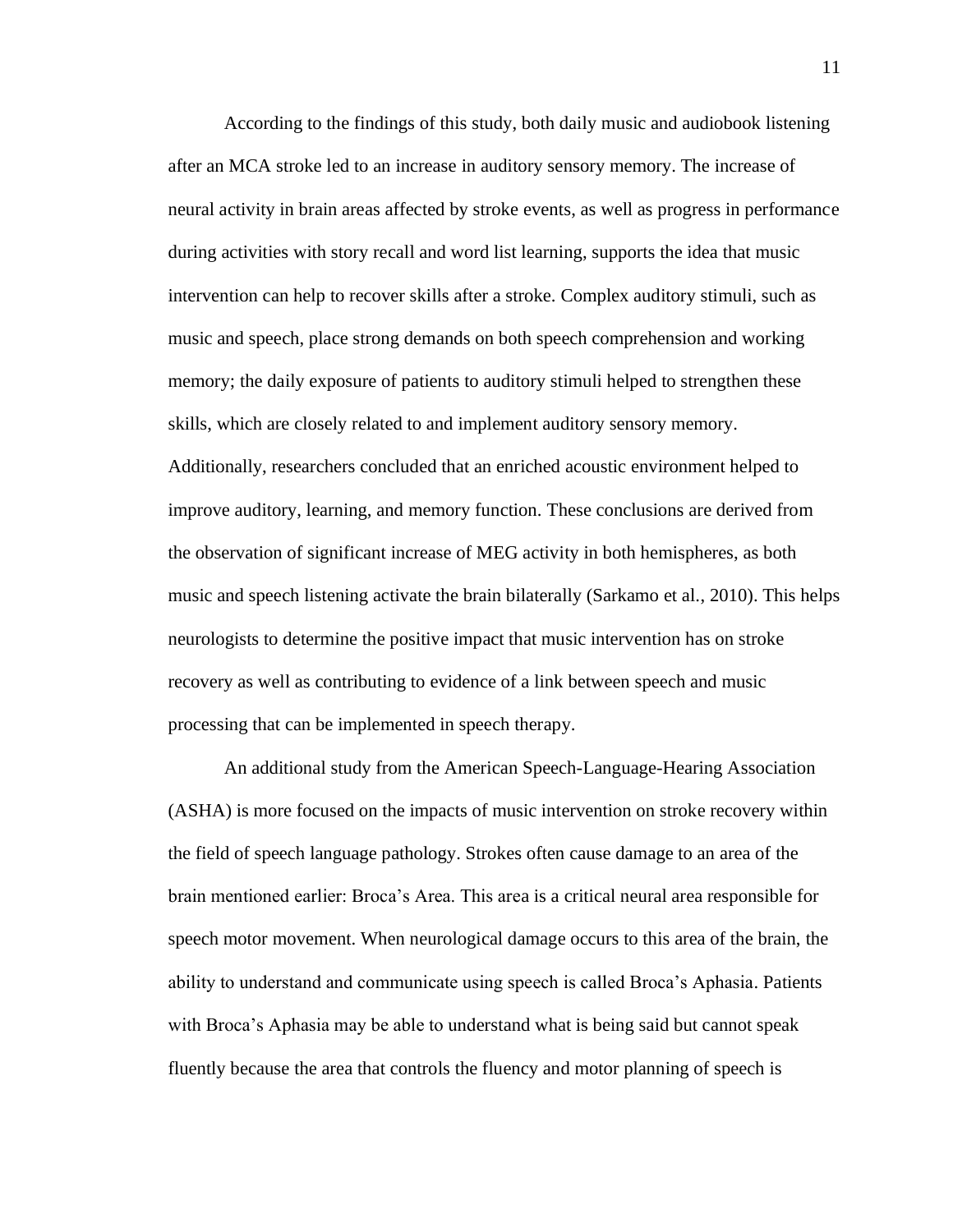According to the findings of this study, both daily music and audiobook listening after an MCA stroke led to an increase in auditory sensory memory. The increase of neural activity in brain areas affected by stroke events, as well as progress in performance during activities with story recall and word list learning, supports the idea that music intervention can help to recover skills after a stroke. Complex auditory stimuli, such as music and speech, place strong demands on both speech comprehension and working memory; the daily exposure of patients to auditory stimuli helped to strengthen these skills, which are closely related to and implement auditory sensory memory. Additionally, researchers concluded that an enriched acoustic environment helped to improve auditory, learning, and memory function. These conclusions are derived from the observation of significant increase of MEG activity in both hemispheres, as both music and speech listening activate the brain bilaterally (Sarkamo et al., 2010). This helps neurologists to determine the positive impact that music intervention has on stroke recovery as well as contributing to evidence of a link between speech and music processing that can be implemented in speech therapy.

An additional study from the American Speech-Language-Hearing Association (ASHA) is more focused on the impacts of music intervention on stroke recovery within the field of speech language pathology. Strokes often cause damage to an area of the brain mentioned earlier: Broca's Area. This area is a critical neural area responsible for speech motor movement. When neurological damage occurs to this area of the brain, the ability to understand and communicate using speech is called Broca's Aphasia. Patients with Broca's Aphasia may be able to understand what is being said but cannot speak fluently because the area that controls the fluency and motor planning of speech is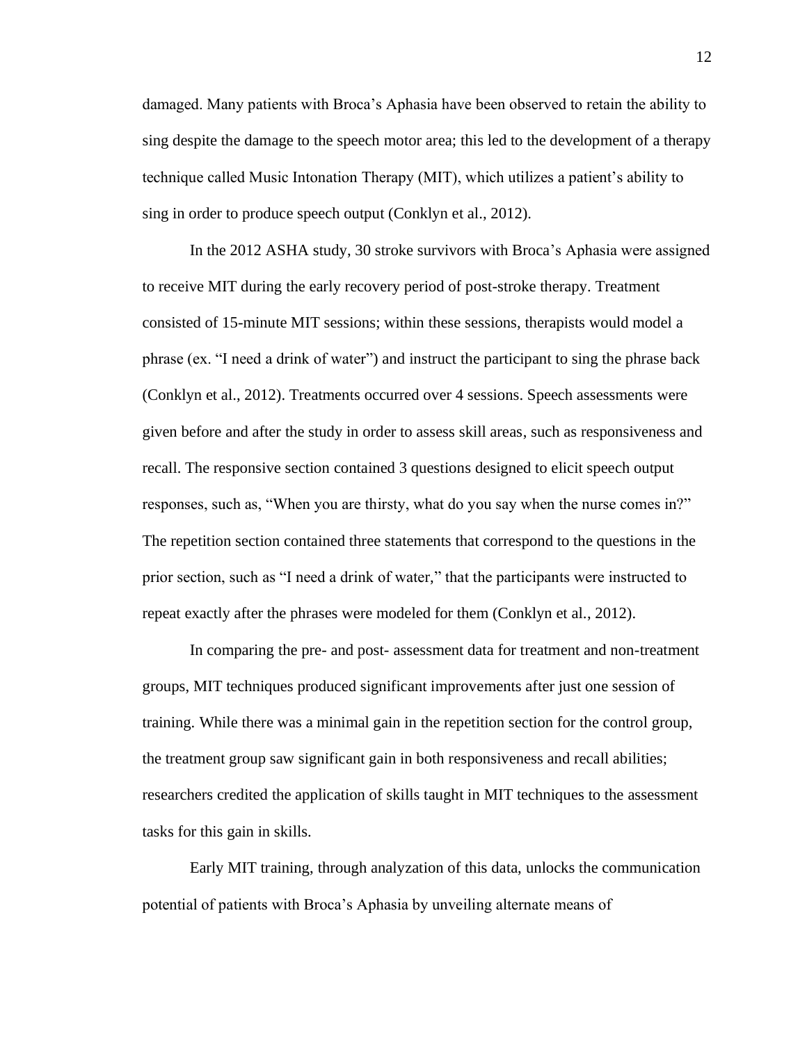damaged. Many patients with Broca's Aphasia have been observed to retain the ability to sing despite the damage to the speech motor area; this led to the development of a therapy technique called Music Intonation Therapy (MIT), which utilizes a patient's ability to sing in order to produce speech output (Conklyn et al., 2012).

In the 2012 ASHA study, 30 stroke survivors with Broca's Aphasia were assigned to receive MIT during the early recovery period of post-stroke therapy. Treatment consisted of 15-minute MIT sessions; within these sessions, therapists would model a phrase (ex. "I need a drink of water") and instruct the participant to sing the phrase back (Conklyn et al., 2012). Treatments occurred over 4 sessions. Speech assessments were given before and after the study in order to assess skill areas, such as responsiveness and recall. The responsive section contained 3 questions designed to elicit speech output responses, such as, "When you are thirsty, what do you say when the nurse comes in?" The repetition section contained three statements that correspond to the questions in the prior section, such as "I need a drink of water," that the participants were instructed to repeat exactly after the phrases were modeled for them (Conklyn et al., 2012).

In comparing the pre- and post- assessment data for treatment and non-treatment groups, MIT techniques produced significant improvements after just one session of training. While there was a minimal gain in the repetition section for the control group, the treatment group saw significant gain in both responsiveness and recall abilities; researchers credited the application of skills taught in MIT techniques to the assessment tasks for this gain in skills.

Early MIT training, through analyzation of this data, unlocks the communication potential of patients with Broca's Aphasia by unveiling alternate means of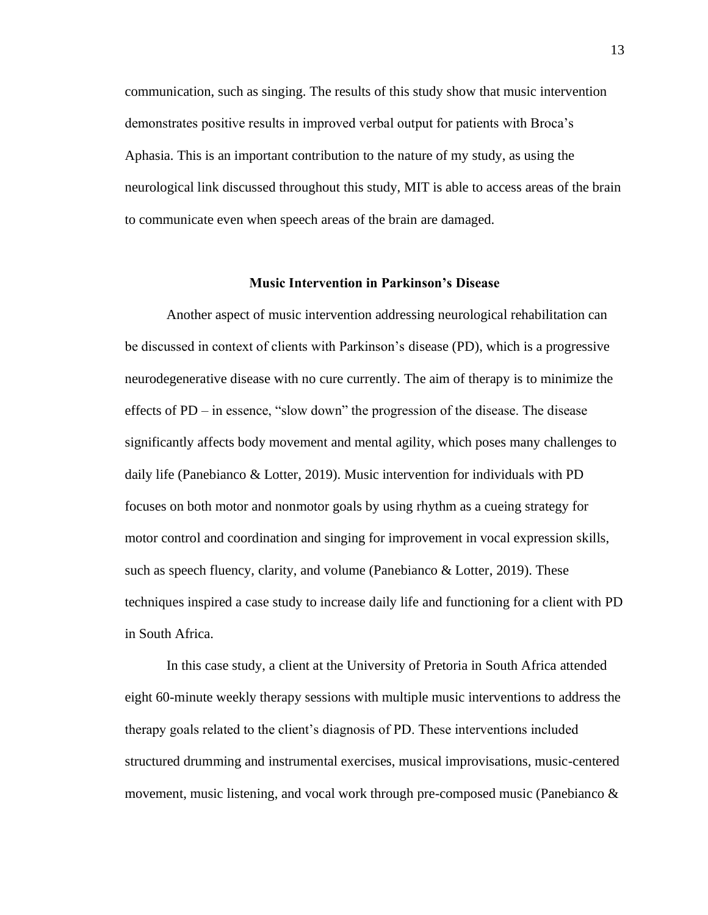communication, such as singing. The results of this study show that music intervention demonstrates positive results in improved verbal output for patients with Broca's Aphasia. This is an important contribution to the nature of my study, as using the neurological link discussed throughout this study, MIT is able to access areas of the brain to communicate even when speech areas of the brain are damaged.

## Music Intervention in Parkinson's Disease

Another aspect of music intervention addressing neurological rehabilitation can be discussed in context of clients with Parkinson's disease (PD), which is a progressive neurodegenerative disease with no cure currently. The aim of therapy is to minimize the effects of PD – in essence, "slow down" the progression of the disease. The disease significantly affects body movement and mental agility, which poses many challenges to daily life (Panebianco & Lotter, 2019). Music intervention for individuals with PD focuses on both motor and nonmotor goals by using rhythm as a cueing strategy for motor control and coordination and singing for improvement in vocal expression skills, such as speech fluency, clarity, and volume (Panebianco & Lotter, 2019). These techniques inspired a case study to increase daily life and functioning for a client with PD in South Africa.

In this case study, a client at the University of Pretoria in South Africa attended eight 60-minute weekly therapy sessions with multiple music interventions to address the therapy goals related to the client's diagnosis of PD. These interventions included structured drumming and instrumental exercises, musical improvisations, music-centered movement, music listening, and vocal work through pre-composed music (Panebianco &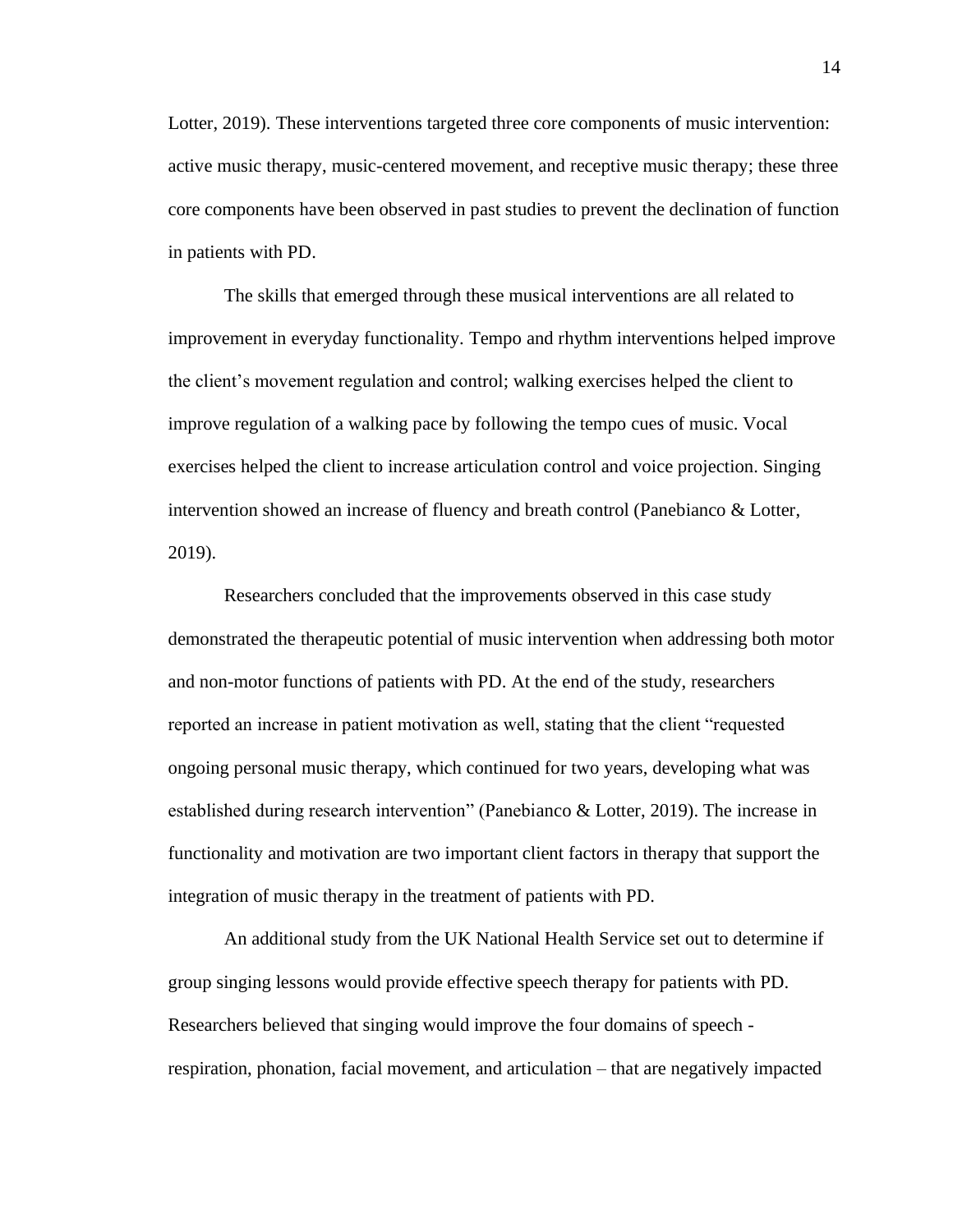Lotter, 2019). These interventions targeted three core components of music intervention: active music therapy, music-centered movement, and receptive music therapy; these three core components have been observed in past studies to prevent the declination of function in patients with PD.

The skills that emerged through these musical interventions are all related to improvement in everyday functionality. Tempo and rhythm interventions helped improve the client's movement regulation and control; walking exercises helped the client to improve regulation of a walking pace by following the tempo cues of music. Vocal exercises helped the client to increase articulation control and voice projection. Singing intervention showed an increase of fluency and breath control (Panebianco & Lotter, 2019).

Researchers concluded that the improvements observed in this case study demonstrated the therapeutic potential of music intervention when addressing both motor and non-motor functions of patients with PD. At the end of the study, researchers reported an increase in patient motivation as well, stating that the client "requested ongoing personal music therapy, which continued for two years, developing what was established during research intervention" (Panebianco & Lotter, 2019). The increase in functionality and motivation are two important client factors in therapy that support the integration of music therapy in the treatment of patients with PD.

An additional study from the UK National Health Service set out to determine if group singing lessons would provide effective speech therapy for patients with PD. Researchers believed that singing would improve the four domains of speech - respiration, phonation, facial movement, and articulation – that are negatively impacted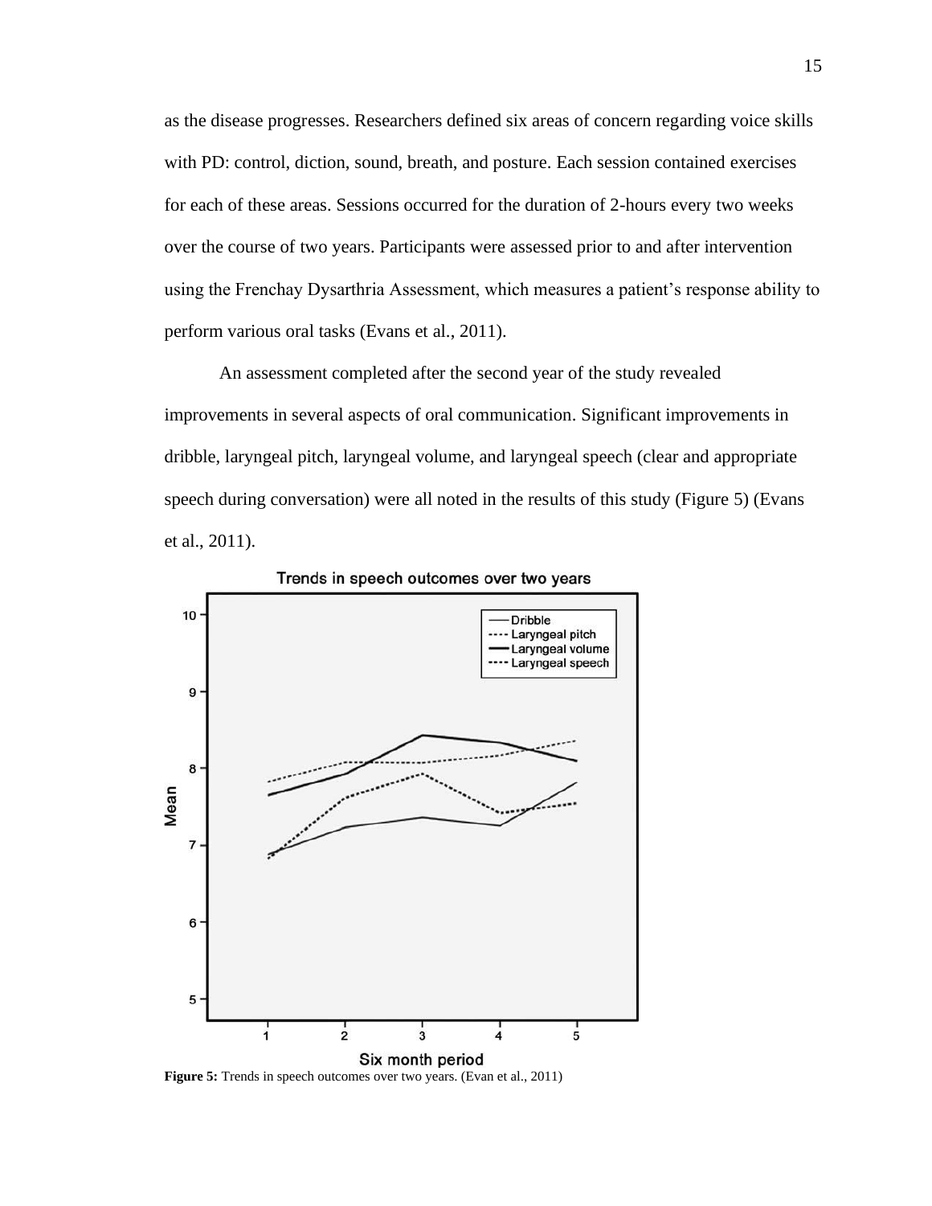as the disease progresses. Researchers defined six areas of concern regarding voice skills with PD: control, diction, sound, breath, and posture. Each session contained exercises for each of these areas. Sessions occurred for the duration of 2-hours every two weeks over the course of two years. Participants were assessed prior to and after intervention using the Frenchay Dysarthria Assessment, which measures a patient's response ability to perform various oral tasks (Evans et al., 2011).

An assessment completed after the second year of the study revealed improvements in several aspects of oral communication. Significant improvements in dribble, laryngeal pitch, laryngeal volume, and laryngeal speech (clear and appropriate speech during conversation) were all noted in the results of this study (Figure 5) (Evans et al., 2011).

**Figure 5:** Trends in speech outcomes over two years. (Evan et al., 2011)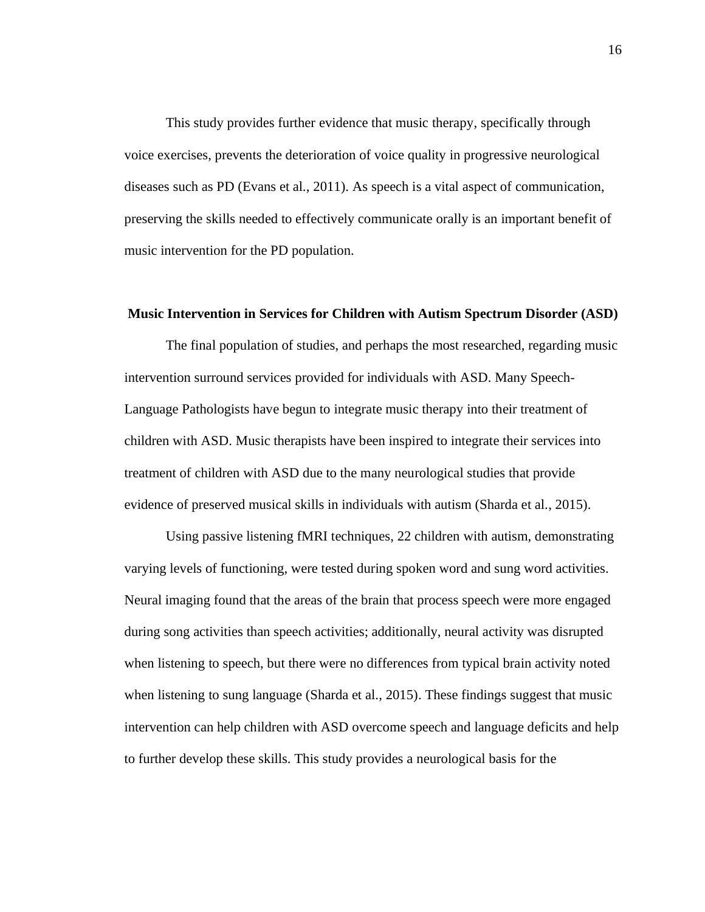This study provides further evidence that music therapy, specifically through voice exercises, prevents the deterioration of voice quality in progressive neurological diseases such as PD (Evans et al., 2011). As speech is a vital aspect of communication, preserving the skills needed to effectively communicate orally is an important benefit of music intervention for the PD population.

## Music Intervention in Services for Children with Autism Spectrum Disorder (ASD)

The final population of studies, and perhaps the most researched, regarding music intervention surround services provided for individuals with ASD. Many Speech-Language Pathologists have begun to integrate music therapy into their treatment of children with ASD. Music therapists have been inspired to integrate their services into treatment of children with ASD due to the many neurological studies that provide evidence of preserved musical skills in individuals with autism (Sharda et al., 2015).

Using passive listening fMRI techniques, 22 children with autism, demonstrating varying levels of functioning, were tested during spoken word and sung word activities. Neural imaging found that the areas of the brain that process speech were more engaged during song activities than speech activities; additionally, neural activity was disrupted when listening to speech, but there were no differences from typical brain activity noted when listening to sung language (Sharda et al., 2015). These findings suggest that music intervention can help children with ASD overcome speech and language deficits and help to further develop these skills. This study provides a neurological basis for the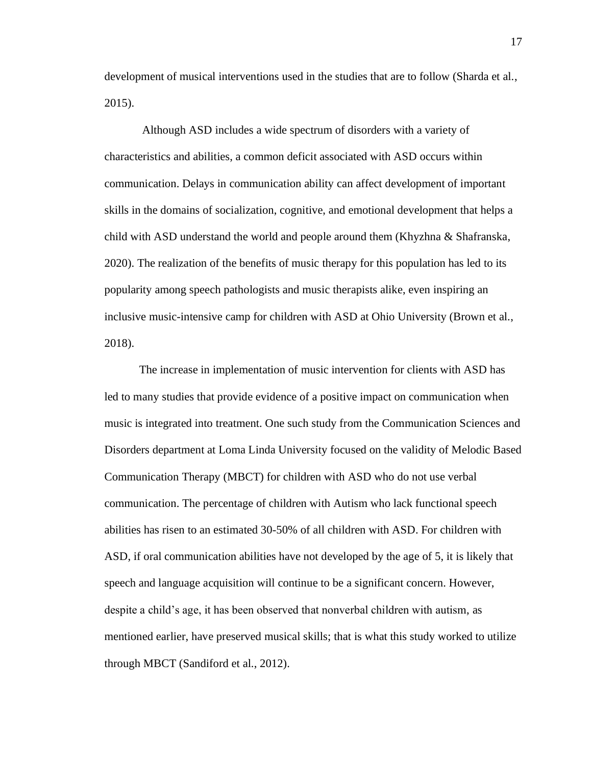development of musical interventions used in the studies that are to follow (Sharda et al., 2015).

Although ASD includes a wide spectrum of disorders with a variety of characteristics and abilities, a common deficit associated with ASD occurs within communication. Delays in communication ability can affect development of important skills in the domains of socialization, cognitive, and emotional development that helps a child with ASD understand the world and people around them (Khyzhna & Shafranska, 2020). The realization of the benefits of music therapy for this population has led to its popularity among speech pathologists and music therapists alike, even inspiring an inclusive music-intensive camp for children with ASD at Ohio University (Brown et al., 2018).

The increase in implementation of music intervention for clients with ASD has led to many studies that provide evidence of a positive impact on communication when music is integrated into treatment. One such study from the Communication Sciences and Disorders department at Loma Linda University focused on the validity of Melodic Based Communication Therapy (MBCT) for children with ASD who do not use verbal communication. The percentage of children with Autism who lack functional speech abilities has risen to an estimated 30-50% of all children with ASD. For children with ASD, if oral communication abilities have not developed by the age of 5, it is likely that speech and language acquisition will continue to be a significant concern. However, despite a child's age, it has been observed that nonverbal children with autism, as mentioned earlier, have preserved musical skills; that is what this study worked to utilize through MBCT (Sandiford et al., 2012).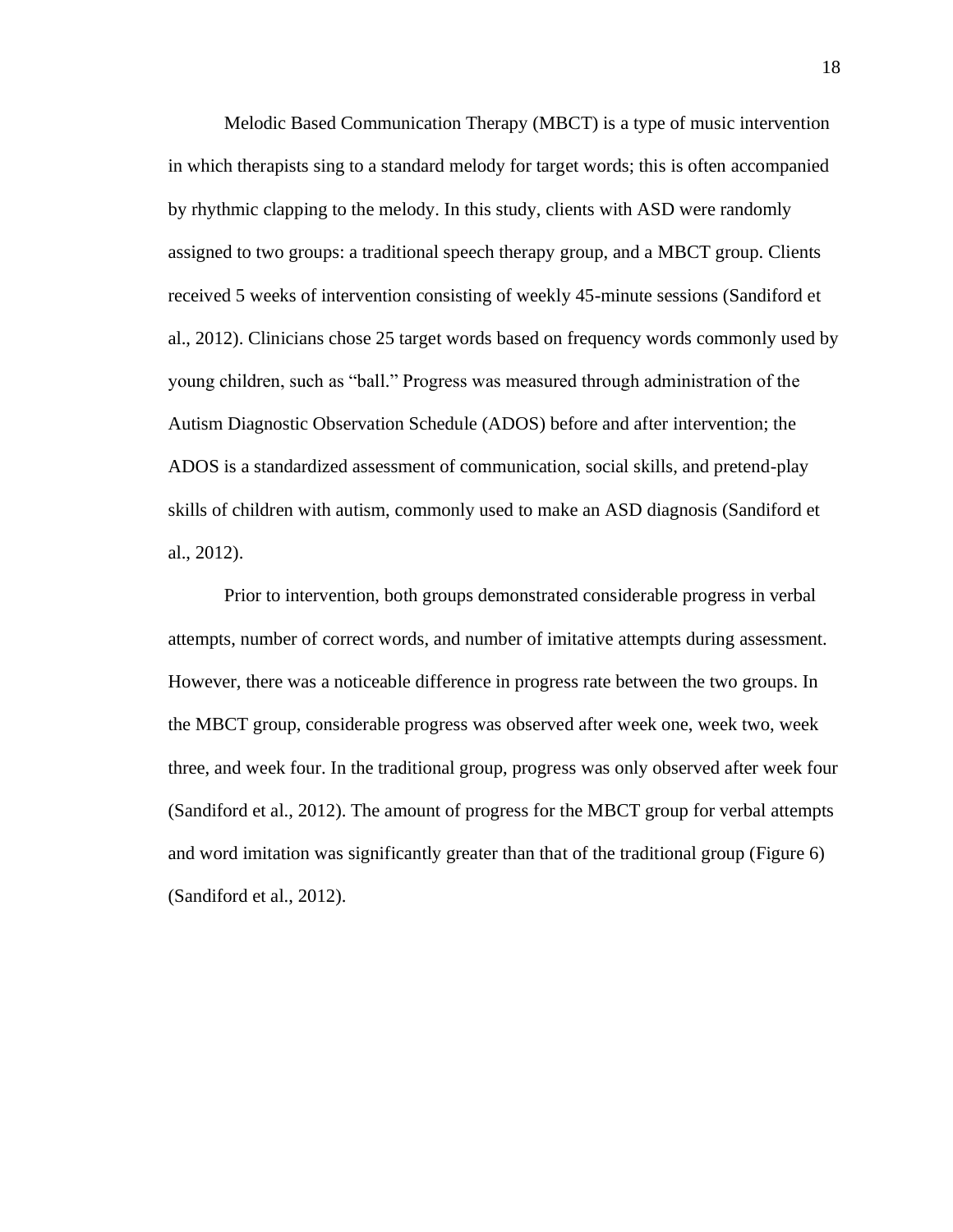Melodic Based Communication Therapy (MBCT) is a type of music intervention in which therapists sing to a standard melody for target words; this is often accompanied by rhythmic clapping to the melody. In this study, clients with ASD were randomly assigned to two groups: a traditional speech therapy group, and a MBCT group. Clients received 5 weeks of intervention consisting of weekly 45-minute sessions (Sandiford et al., 2012). Clinicians chose 25 target words based on frequency words commonly used by young children, such as "ball." Progress was measured through administration of the Autism Diagnostic Observation Schedule (ADOS) before and after intervention; the ADOS is a standardized assessment of communication, social skills, and pretend-play skills of children with autism, commonly used to make an ASD diagnosis (Sandiford et al., 2012).

Prior to intervention, both groups demonstrated considerable progress in verbal attempts, number of correct words, and number of imitative attempts during assessment. However, there was a noticeable difference in progress rate between the two groups. In the MBCT group, considerable progress was observed after week one, week two, week three, and week four. In the traditional group, progress was only observed after week four (Sandiford et al., 2012). The amount of progress for the MBCT group for verbal attempts and word imitation was significantly greater than that of the traditional group (Figure 6) (Sandiford et al., 2012).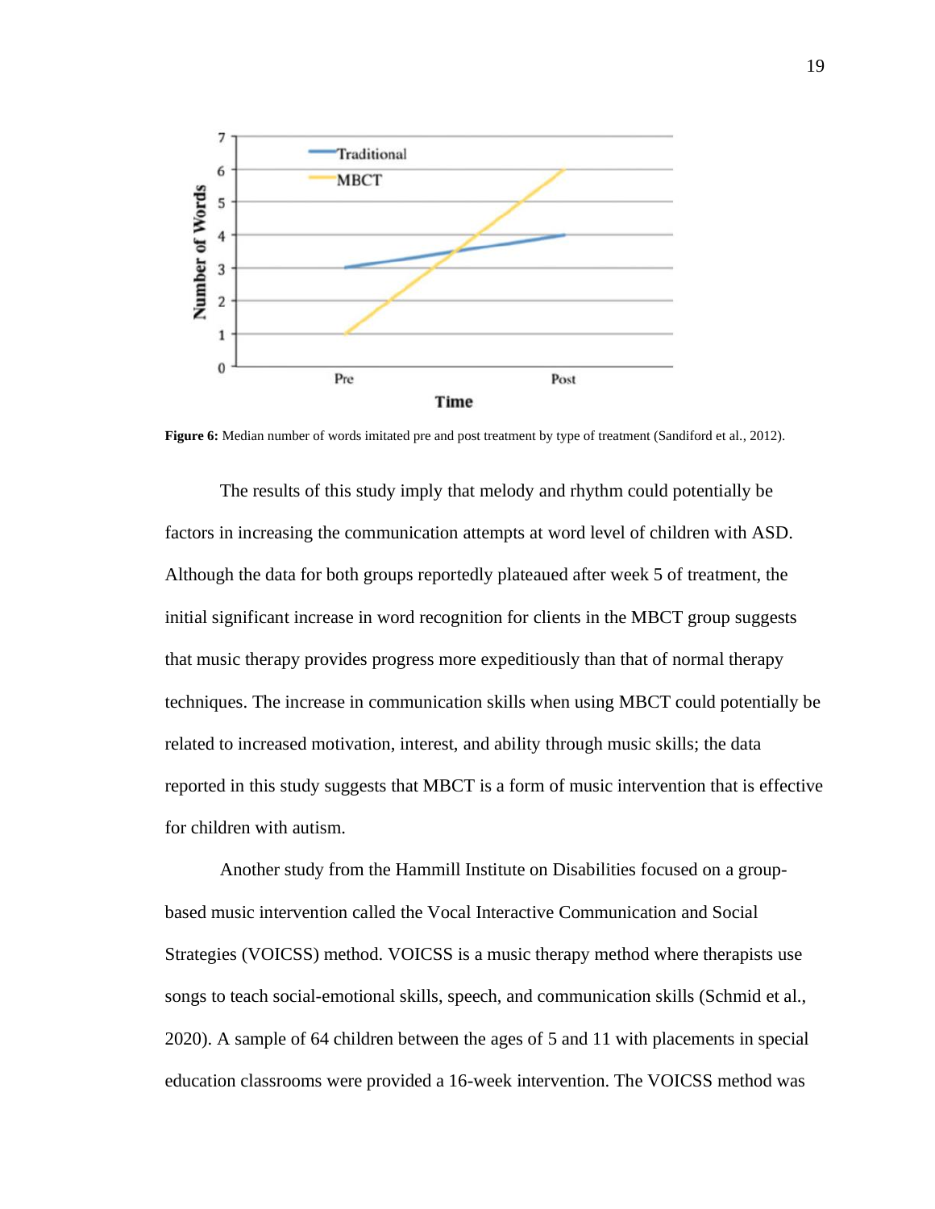**Figure 6:** Median number of words imitated pre and post treatment by type of treatment (Sandiford et al., 2012).

The results of this study imply that melody and rhythm could potentially be factors in increasing the communication attempts at word level of children with ASD. Although the data for both groups reportedly plateaued after week 5 of treatment, the initial significant increase in word recognition for clients in the MBCT group suggests that music therapy provides progress more expeditiously than that of normal therapy techniques. The increase in communication skills when using MBCT could potentially be related to increased motivation, interest, and ability through music skills; the data reported in this study suggests that MBCT is a form of music intervention that is effective for children with autism.

Another study from the Hammill Institute on Disabilities focused on a group-based music intervention called the Vocal Interactive Communication and Social Strategies (VOICSS) method. VOICSS is a music therapy method where therapists use songs to teach social-emotional skills, speech, and communication skills (Schmid et al., 2020). A sample of 64 children between the ages of 5 and 11 with placements in special education classrooms were provided a 16-week intervention. The VOICSS method was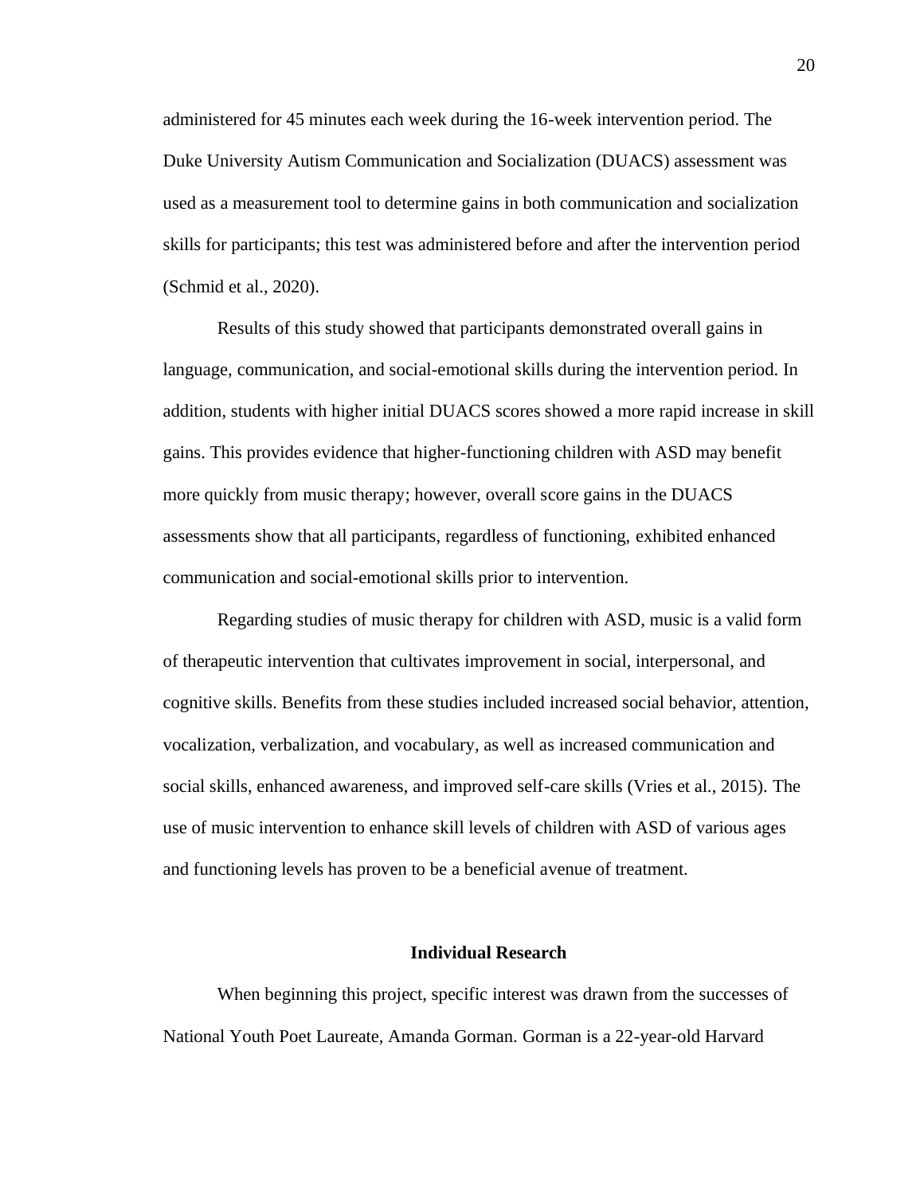administered for 45 minutes each week during the 16-week intervention period. The Duke University Autism Communication and Socialization (DUACS) assessment was used as a measurement tool to determine gains in both communication and socialization skills for participants; this test was administered before and after the intervention period (Schmid et al., 2020).

Results of this study showed that participants demonstrated overall gains in language, communication, and social-emotional skills during the intervention period. In addition, students with higher initial DUACS scores showed a more rapid increase in skill gains. This provides evidence that higher-functioning children with ASD may benefit more quickly from music therapy; however, overall score gains in the DUACS assessments show that all participants, regardless of functioning, exhibited enhanced communication and social-emotional skills prior to intervention.

Regarding studies of music therapy for children with ASD, music is a valid form of therapeutic intervention that cultivates improvement in social, interpersonal, and cognitive skills. Benefits from these studies included increased social behavior, attention, vocalization, verbalization, and vocabulary, as well as increased communication and social skills, enhanced awareness, and improved self-care skills (Vries et al., 2015). The use of music intervention to enhance skill levels of children with ASD of various ages and functioning levels has proven to be a beneficial avenue of treatment.

## Individual Research

When beginning this project, specific interest was drawn from the successes of National Youth Poet Laureate, Amanda Gorman. Gorman is a 22-year-old Harvard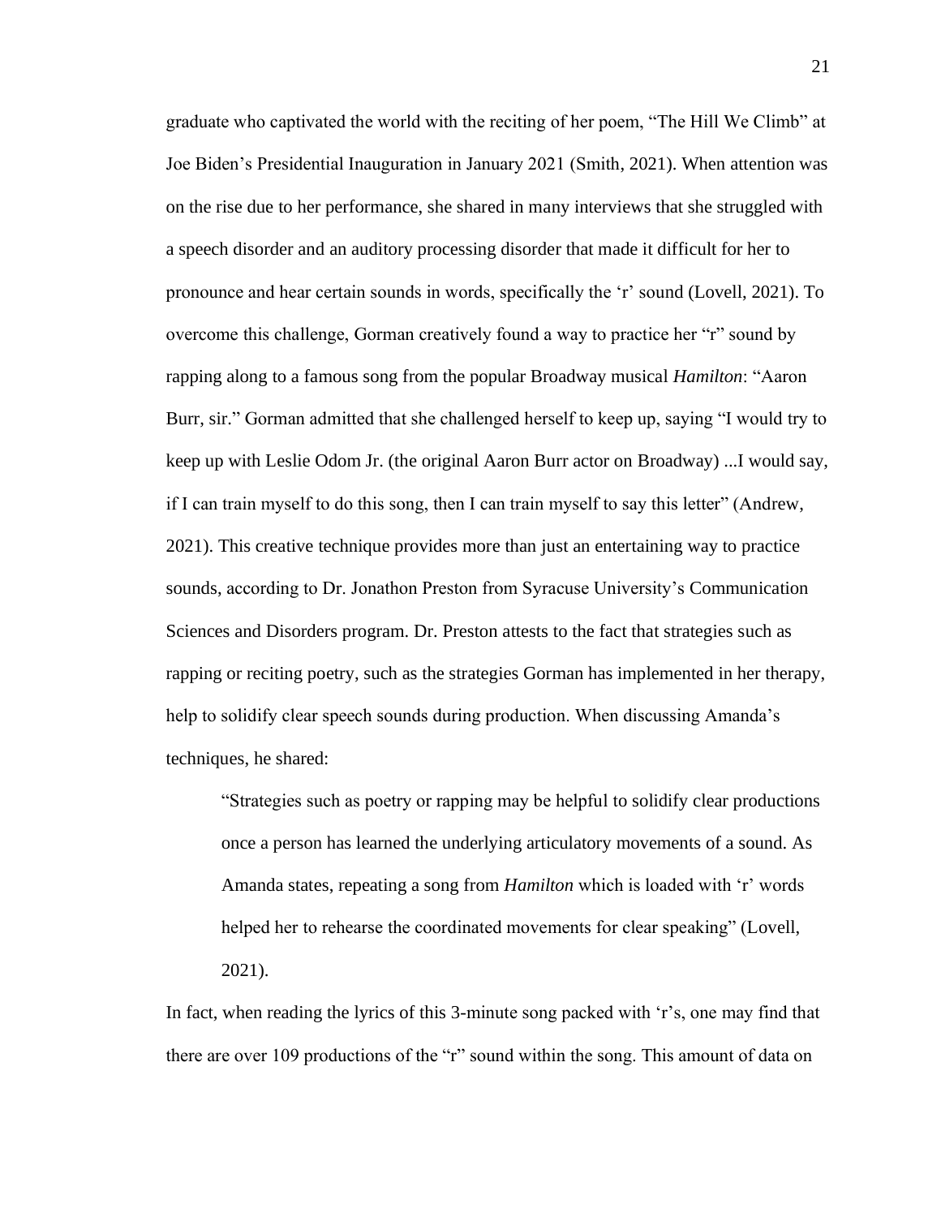graduate who captivated the world with the reciting of her poem, "The Hill We Climb" at Joe Biden's Presidential Inauguration in January 2021 (Smith, 2021). When attention was on the rise due to her performance, she shared in many interviews that she struggled with a speech disorder and an auditory processing disorder that made it difficult for her to pronounce and hear certain sounds in words, specifically the 'r' sound (Lovell, 2021). To overcome this challenge, Gorman creatively found a way to practice her "r" sound by rapping along to a famous song from the popular Broadway musical *Hamilton*: "Aaron Burr, sir." Gorman admitted that she challenged herself to keep up, saying "I would try to keep up with Leslie Odom Jr. (the original Aaron Burr actor on Broadway) ...I would say, if I can train myself to do this song, then I can train myself to say this letter" (Andrew, 2021). This creative technique provides more than just an entertaining way to practice sounds, according to Dr. Jonathon Preston from Syracuse University's Communication Sciences and Disorders program. Dr. Preston attests to the fact that strategies such as rapping or reciting poetry, such as the strategies Gorman has implemented in her therapy, help to solidify clear speech sounds during production. When discussing Amanda's techniques, he shared:

> "Strategies such as poetry or rapping may be helpful to solidify clear productions once a person has learned the underlying articulatory movements of a sound. As Amanda states, repeating a song from *Hamilton* which is loaded with 'r' words helped her to rehearse the coordinated movements for clear speaking" (Lovell, 2021).

In fact, when reading the lyrics of this 3-minute song packed with 'r's, one may find that there are over 109 productions of the "r" sound within the song. This amount of data on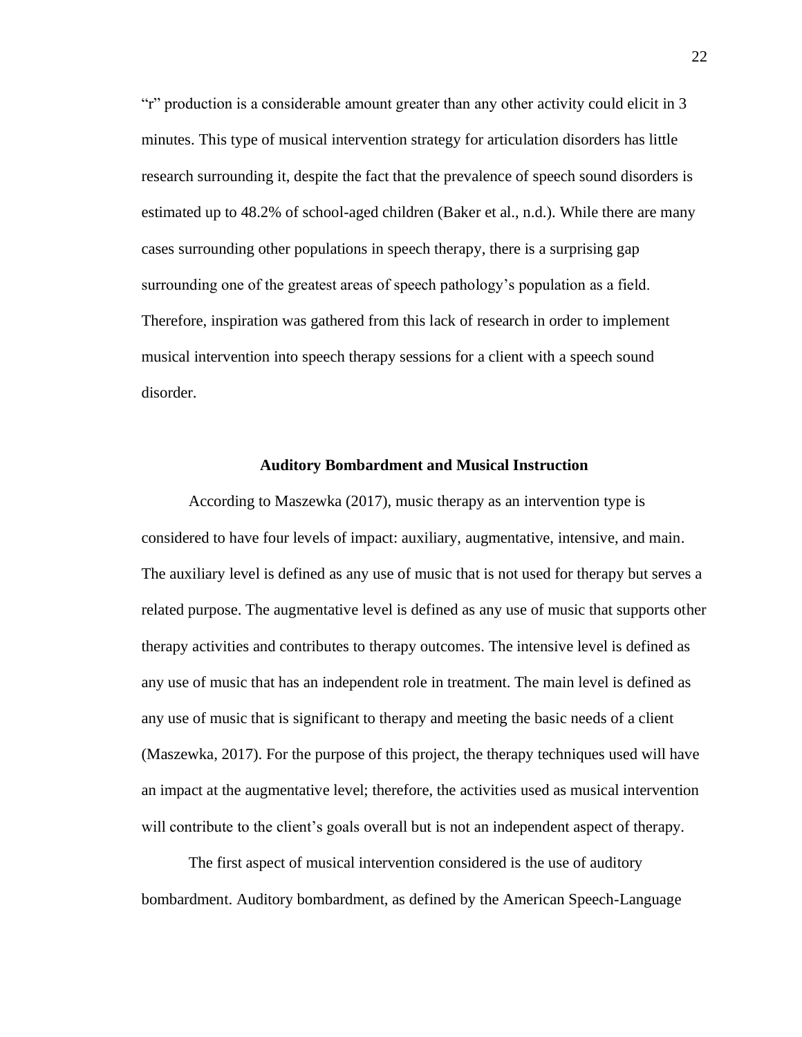“r” production is a considerable amount greater than any other activity could elicit in 3 minutes. This type of musical intervention strategy for articulation disorders has little research surrounding it, despite the fact that the prevalence of speech sound disorders is estimated up to 48.2% of school-aged children (Baker et al., n.d.). While there are many cases surrounding other populations in speech therapy, there is a surprising gap surrounding one of the greatest areas of speech pathology’s population as a field. Therefore, inspiration was gathered from this lack of research in order to implement musical intervention into speech therapy sessions for a client with a speech sound disorder.

## Auditory Bombardment and Musical Instruction

According to Maszewka (2017), music therapy as an intervention type is considered to have four levels of impact: auxiliary, augmentative, intensive, and main. The auxiliary level is defined as any use of music that is not used for therapy but serves a related purpose. The augmentative level is defined as any use of music that supports other therapy activities and contributes to therapy outcomes. The intensive level is defined as any use of music that has an independent role in treatment. The main level is defined as any use of music that is significant to therapy and meeting the basic needs of a client (Maszewka, 2017). For the purpose of this project, the therapy techniques used will have an impact at the augmentative level; therefore, the activities used as musical intervention will contribute to the client’s goals overall but is not an independent aspect of therapy.

The first aspect of musical intervention considered is the use of auditory bombardment. Auditory bombardment, as defined by the American Speech-Language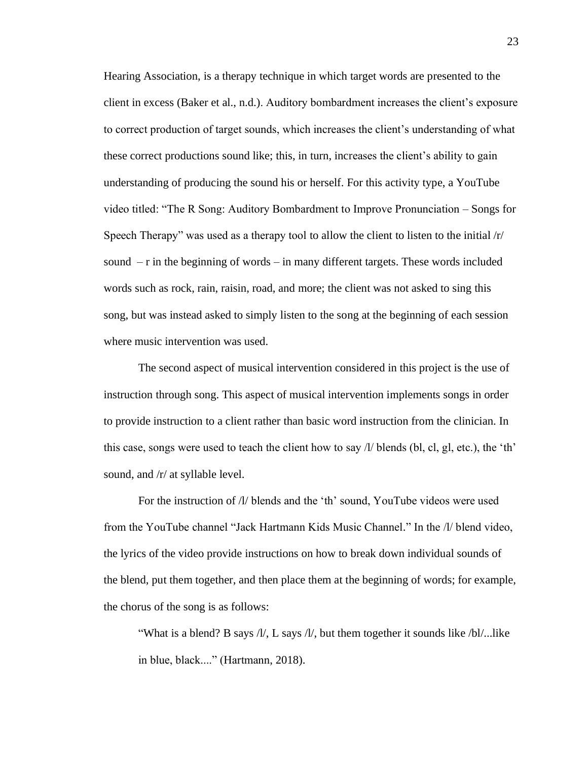Hearing Association, is a therapy technique in which target words are presented to the client in excess (Baker et al., n.d.). Auditory bombardment increases the client's exposure to correct production of target sounds, which increases the client's understanding of what these correct productions sound like; this, in turn, increases the client's ability to gain understanding of producing the sound his or herself. For this activity type, a YouTube video titled: "The R Song: Auditory Bombardment to Improve Pronunciation – Songs for Speech Therapy" was used as a therapy tool to allow the client to listen to the initial /r/ sound – r in the beginning of words – in many different targets. These words included words such as rock, rain, raisin, road, and more; the client was not asked to sing this song, but was instead asked to simply listen to the song at the beginning of each session where music intervention was used.

The second aspect of musical intervention considered in this project is the use of instruction through song. This aspect of musical intervention implements songs in order to provide instruction to a client rather than basic word instruction from the clinician. In this case, songs were used to teach the client how to say /l/ blends (bl, cl, gl, etc.), the 'th' sound, and /r/ at syllable level.

For the instruction of /l/ blends and the 'th' sound, YouTube videos were used from the YouTube channel "Jack Hartmann Kids Music Channel." In the /l/ blend video, the lyrics of the video provide instructions on how to break down individual sounds of the blend, put them together, and then place them at the beginning of words; for example, the chorus of the song is as follows:

> "What is a blend? B says /l/, L says /l/, but them together it sounds like /bl/...like in blue, black...." (Hartmann, 2018).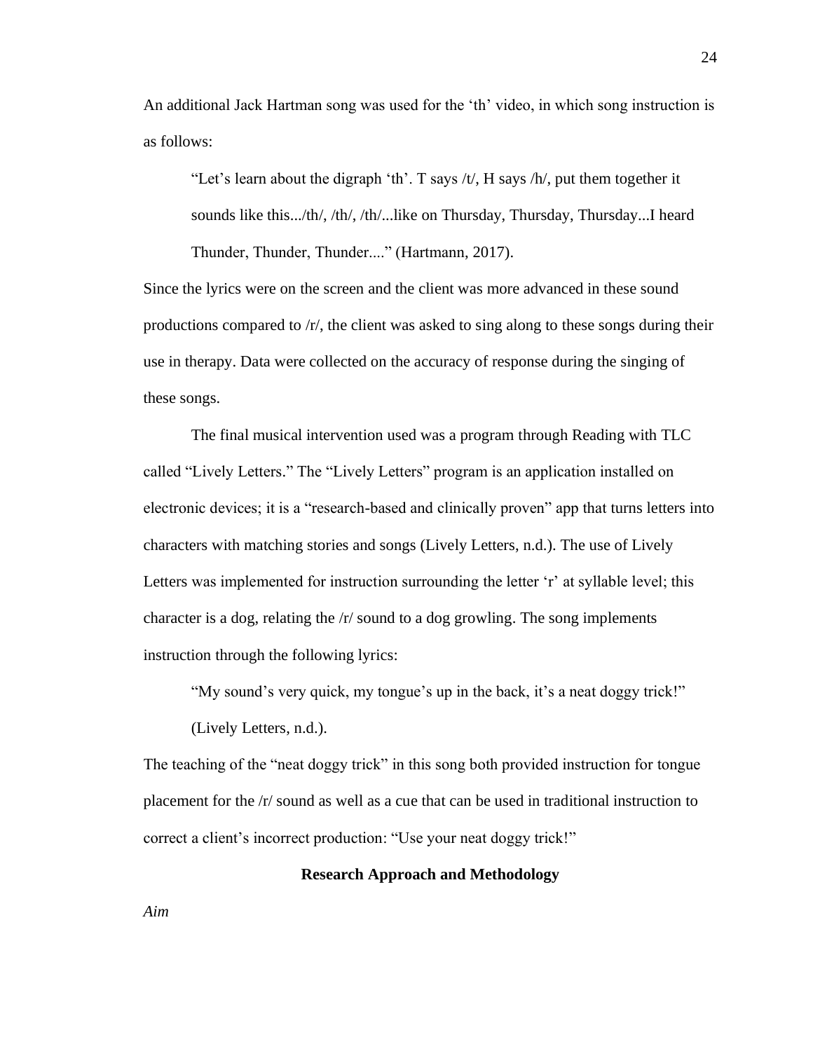An additional Jack Hartman song was used for the 'th' video, in which song instruction is as follows:

> "Let's learn about the digraph 'th'. T says /t/, H says /h/, put them together it sounds like this.../th/, /th/, /th/...like on Thursday, Thursday, Thursday...I heard Thunder, Thunder, Thunder...." (Hartmann, 2017).

Since the lyrics were on the screen and the client was more advanced in these sound productions compared to /r/, the client was asked to sing along to these songs during their use in therapy. Data were collected on the accuracy of response during the singing of these songs.

The final musical intervention used was a program through Reading with TLC called "Lively Letters." The "Lively Letters" program is an application installed on electronic devices; it is a "research-based and clinically proven" app that turns letters into characters with matching stories and songs (Lively Letters, n.d.). The use of Lively Letters was implemented for instruction surrounding the letter 'r' at syllable level; this character is a dog, relating the /r/ sound to a dog growling. The song implements instruction through the following lyrics:

> "My sound's very quick, my tongue's up in the back, it's a neat doggy trick!" (Lively Letters, n.d.).

The teaching of the "neat doggy trick" in this song both provided instruction for tongue placement for the /r/ sound as well as a cue that can be used in traditional instruction to correct a client's incorrect production: "Use your neat doggy trick!"

## Research Approach and Methodology

*Aim*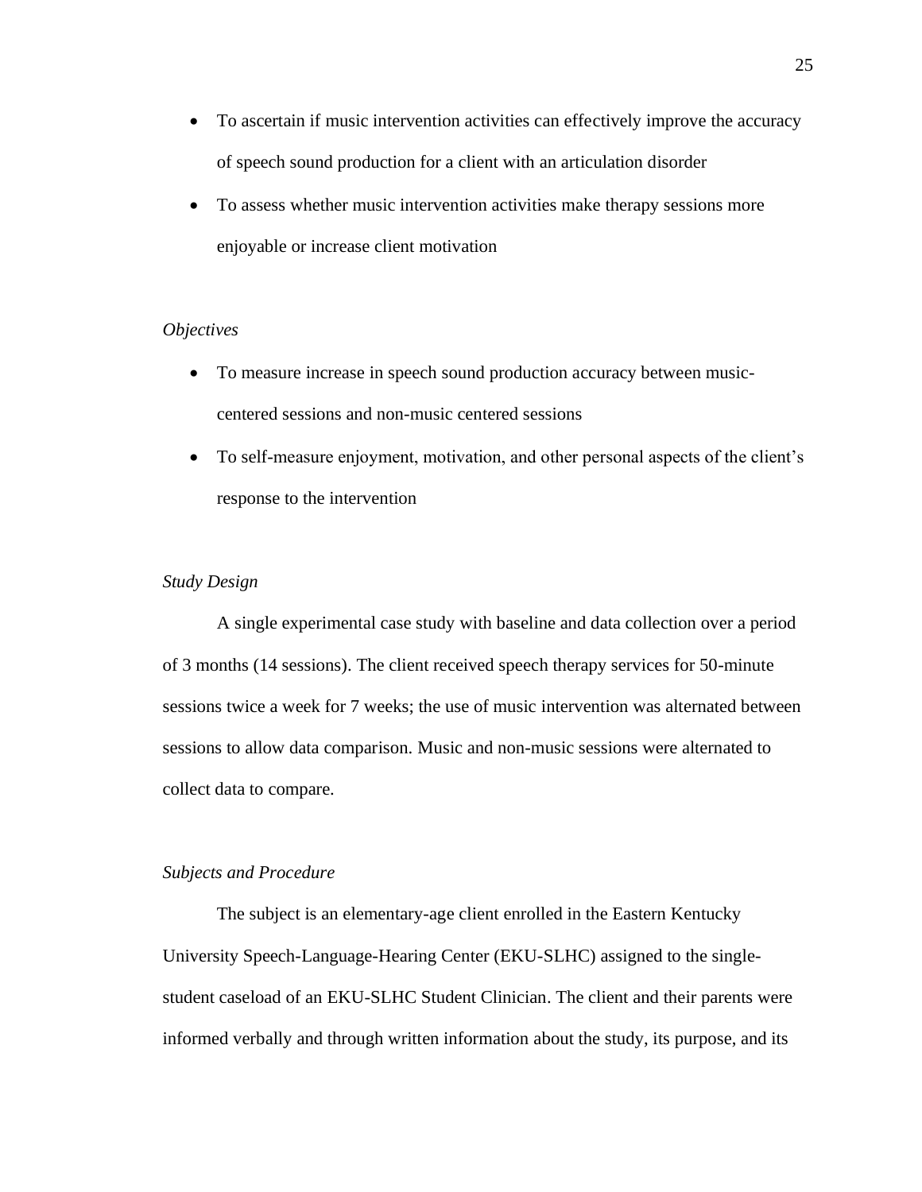- To ascertain if music intervention activities can effectively improve the accuracy of speech sound production for a client with an articulation disorder
- To assess whether music intervention activities make therapy sessions more enjoyable or increase client motivation

*Objectives*

- To measure increase in speech sound production accuracy between music-centered sessions and non-music centered sessions
- To self-measure enjoyment, motivation, and other personal aspects of the client's response to the intervention

*Study Design*

A single experimental case study with baseline and data collection over a period of 3 months (14 sessions). The client received speech therapy services for 50-minute sessions twice a week for 7 weeks; the use of music intervention was alternated between sessions to allow data comparison. Music and non-music sessions were alternated to collect data to compare.

*Subjects and Procedure*

The subject is an elementary-age client enrolled in the Eastern Kentucky University Speech-Language-Hearing Center (EKU-SLHC) assigned to the single-student caseload of an EKU-SLHC Student Clinician. The client and their parents were informed verbally and through written information about the study, its purpose, and its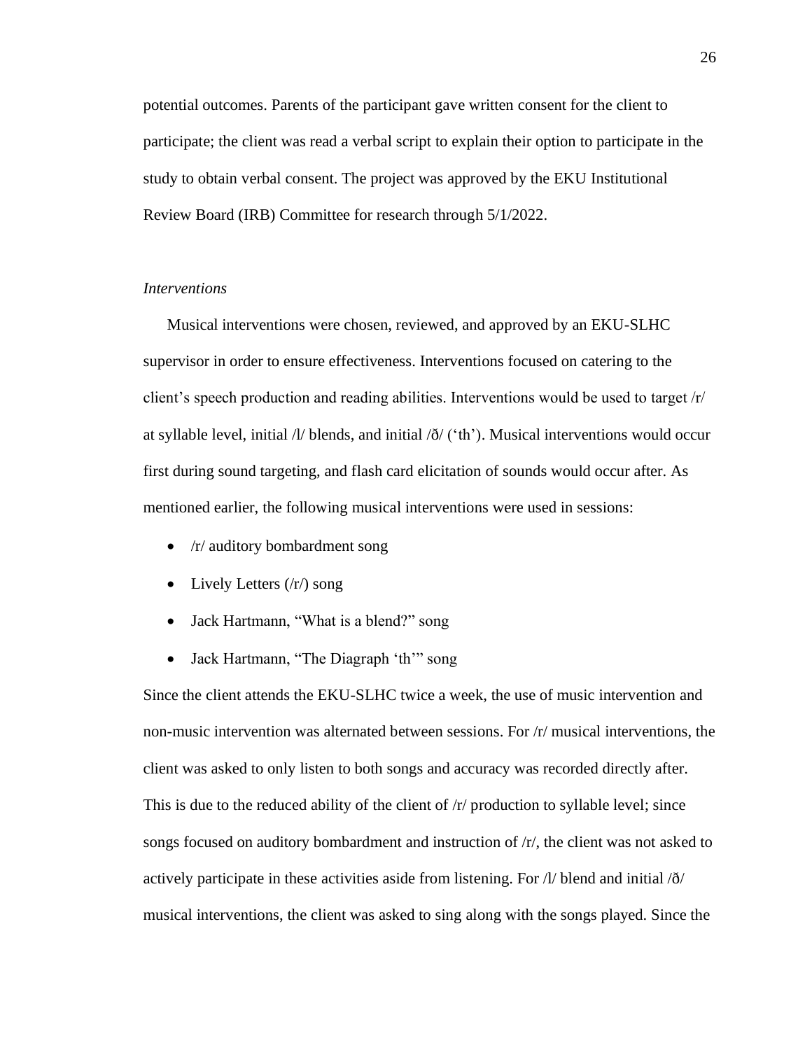potential outcomes. Parents of the participant gave written consent for the client to participate; the client was read a verbal script to explain their option to participate in the study to obtain verbal consent. The project was approved by the EKU Institutional Review Board (IRB) Committee for research through 5/1/2022.

### *Interventions*

Musical interventions were chosen, reviewed, and approved by an EKU-SLHC supervisor in order to ensure effectiveness. Interventions focused on catering to the client's speech production and reading abilities. Interventions would be used to target /r/ at syllable level, initial /l/ blends, and initial /ð/ ('th'). Musical interventions would occur first during sound targeting, and flash card elicitation of sounds would occur after. As mentioned earlier, the following musical interventions were used in sessions:

- /r/ auditory bombardment song
- Lively Letters (/r/) song
- Jack Hartmann, "What is a blend?" song
- Jack Hartmann, "The Diagraph 'th'" song

Since the client attends the EKU-SLHC twice a week, the use of music intervention and non-music intervention was alternated between sessions. For /r/ musical interventions, the client was asked to only listen to both songs and accuracy was recorded directly after. This is due to the reduced ability of the client of /r/ production to syllable level; since songs focused on auditory bombardment and instruction of /r/, the client was not asked to actively participate in these activities aside from listening. For /l/ blend and initial /ð/ musical interventions, the client was asked to sing along with the songs played. Since the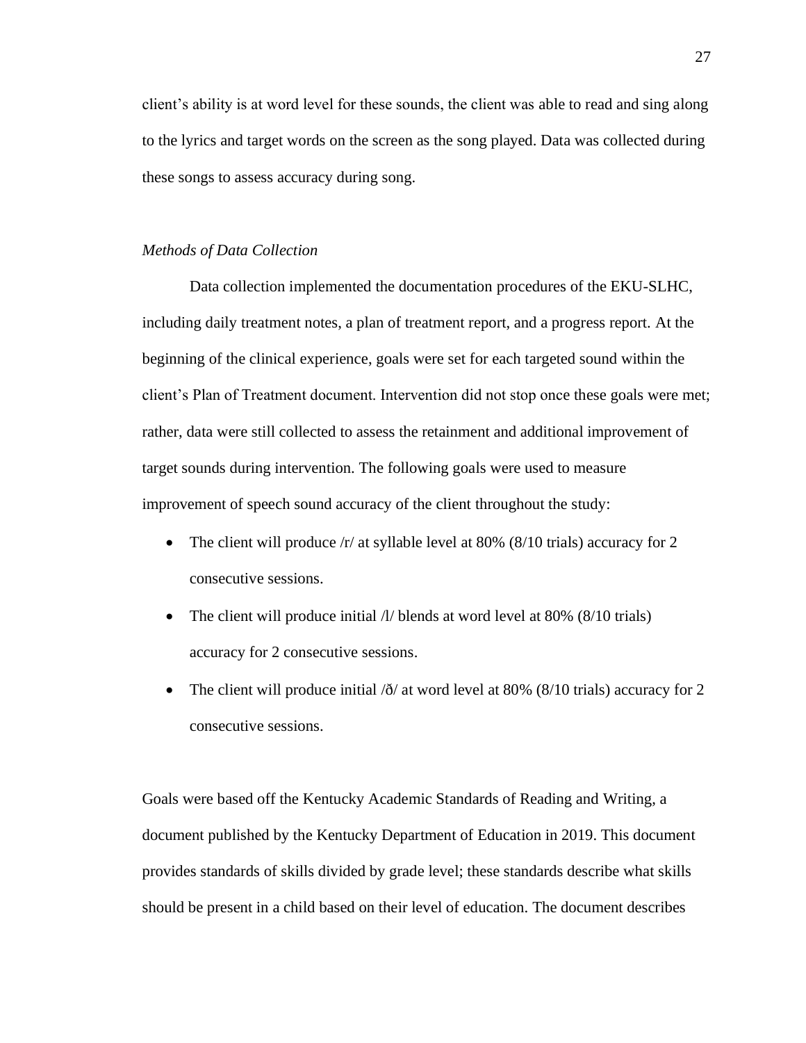client's ability is at word level for these sounds, the client was able to read and sing along to the lyrics and target words on the screen as the song played. Data was collected during these songs to assess accuracy during song.

*Methods of Data Collection*

Data collection implemented the documentation procedures of the EKU-SLHC, including daily treatment notes, a plan of treatment report, and a progress report. At the beginning of the clinical experience, goals were set for each targeted sound within the client's Plan of Treatment document. Intervention did not stop once these goals were met; rather, data were still collected to assess the retainment and additional improvement of target sounds during intervention. The following goals were used to measure improvement of speech sound accuracy of the client throughout the study:

- The client will produce /r/ at syllable level at 80% (8/10 trials) accuracy for 2 consecutive sessions.
- The client will produce initial /l/ blends at word level at 80% (8/10 trials) accuracy for 2 consecutive sessions.
- The client will produce initial /ð/ at word level at 80% (8/10 trials) accuracy for 2 consecutive sessions.

Goals were based off the Kentucky Academic Standards of Reading and Writing, a document published by the Kentucky Department of Education in 2019. This document provides standards of skills divided by grade level; these standards describe what skills should be present in a child based on their level of education. The document describes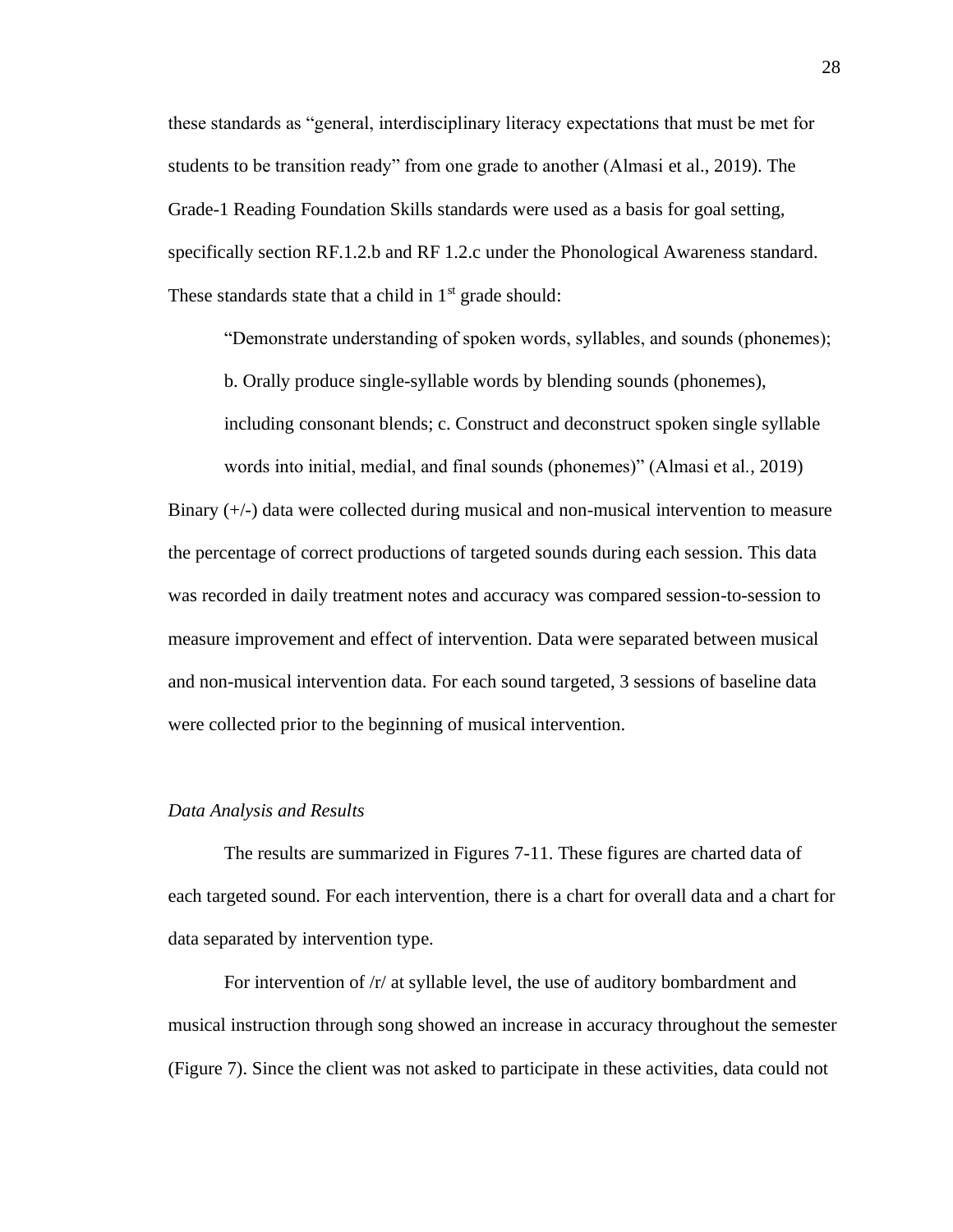these standards as "general, interdisciplinary literacy expectations that must be met for students to be transition ready" from one grade to another (Almasi et al., 2019). The Grade-1 Reading Foundation Skills standards were used as a basis for goal setting, specifically section RF.1.2.b and RF 1.2.c under the Phonological Awareness standard. These standards state that a child in 1st grade should:

> "Demonstrate understanding of spoken words, syllables, and sounds (phonemes); b. Orally produce single-syllable words by blending sounds (phonemes), including consonant blends; c. Construct and deconstruct spoken single syllable words into initial, medial, and final sounds (phonemes)" (Almasi et al., 2019)

Binary (+/-) data were collected during musical and non-musical intervention to measure the percentage of correct productions of targeted sounds during each session. This data was recorded in daily treatment notes and accuracy was compared session-to-session to measure improvement and effect of intervention. Data were separated between musical and non-musical intervention data. For each sound targeted, 3 sessions of baseline data were collected prior to the beginning of musical intervention.

*Data Analysis and Results*

The results are summarized in Figures 7-11. These figures are charted data of each targeted sound. For each intervention, there is a chart for overall data and a chart for data separated by intervention type.

For intervention of /r/ at syllable level, the use of auditory bombardment and musical instruction through song showed an increase in accuracy throughout the semester (Figure 7). Since the client was not asked to participate in these activities, data could not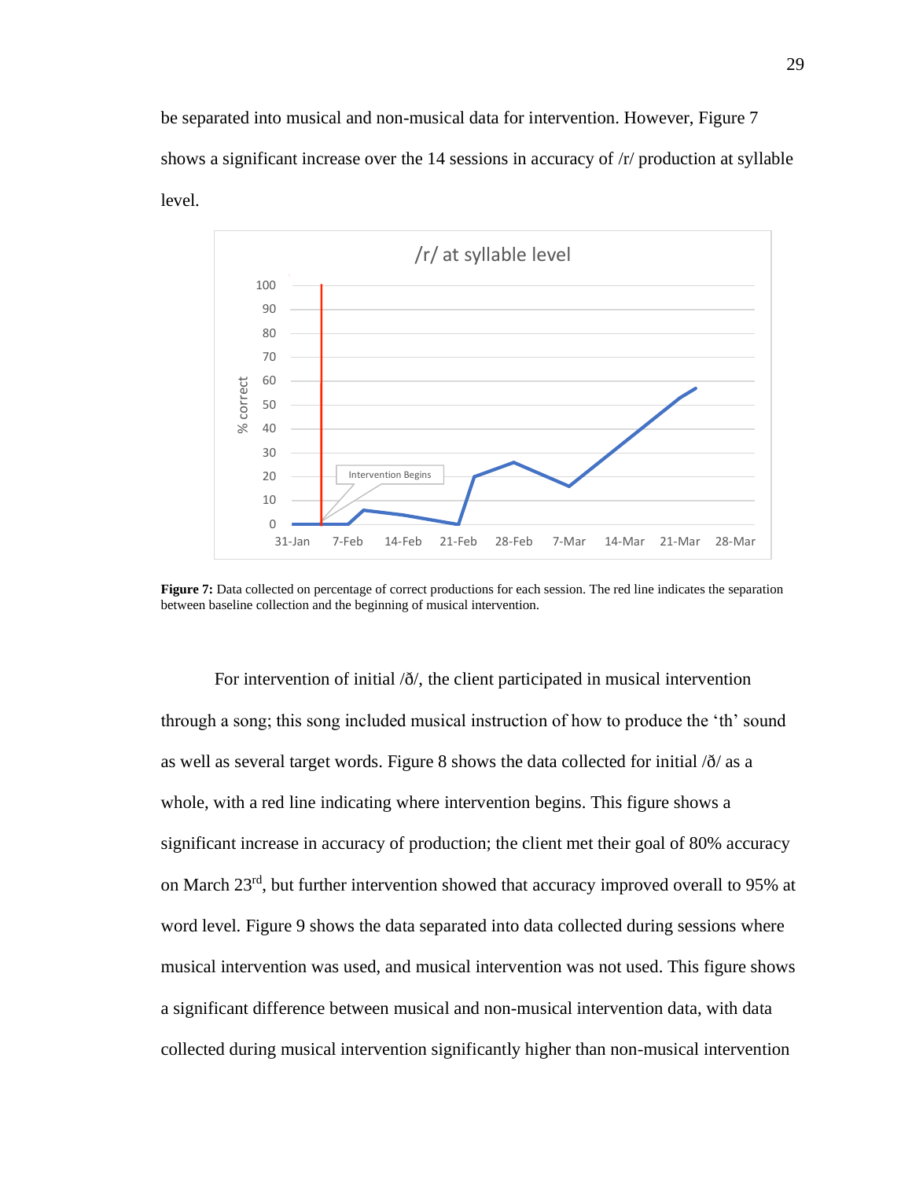be separated into musical and non-musical data for intervention. However, Figure 7 shows a significant increase over the 14 sessions in accuracy of /r/ production at syllable level.

**Figure 7:** Data collected on percentage of correct productions for each session. The red line indicates the separation between baseline collection and the beginning of musical intervention.

For intervention of initial /ð/, the client participated in musical intervention through a song; this song included musical instruction of how to produce the 'th' sound as well as several target words. Figure 8 shows the data collected for initial /ð/ as a whole, with a red line indicating where intervention begins. This figure shows a significant increase in accuracy of production; the client met their goal of 80% accuracy on March 23rd, but further intervention showed that accuracy improved overall to 95% at word level. Figure 9 shows the data separated into data collected during sessions where musical intervention was used, and musical intervention was not used. This figure shows a significant difference between musical and non-musical intervention data, with data collected during musical intervention significantly higher than non-musical intervention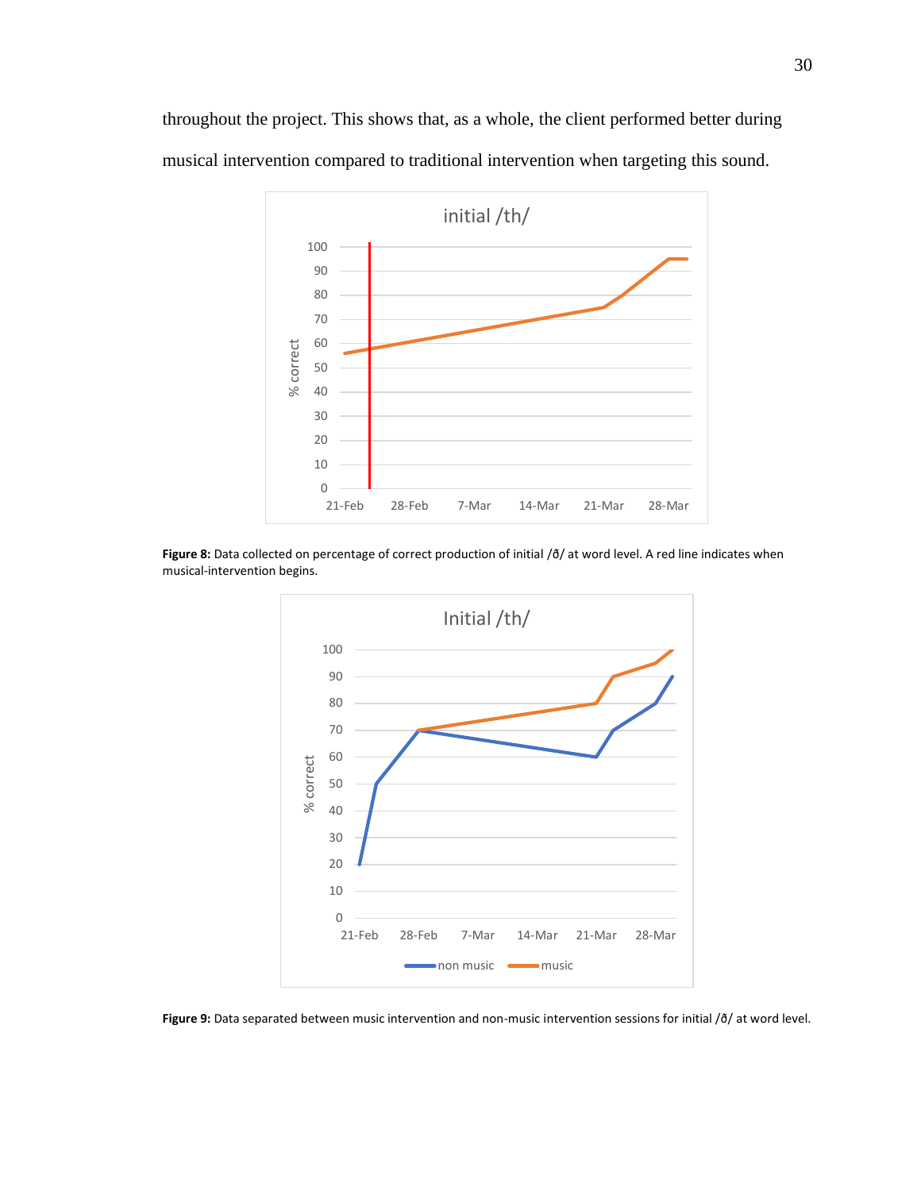throughout the project. This shows that, as a whole, the client performed better during musical intervention compared to traditional intervention when targeting this sound.

**Figure 8:** Data collected on percentage of correct production of initial /ð/ at word level. A red line indicates when musical-intervention begins.

**Figure 9:** Data separated between music intervention and non-music intervention sessions for initial /ð/ at word level.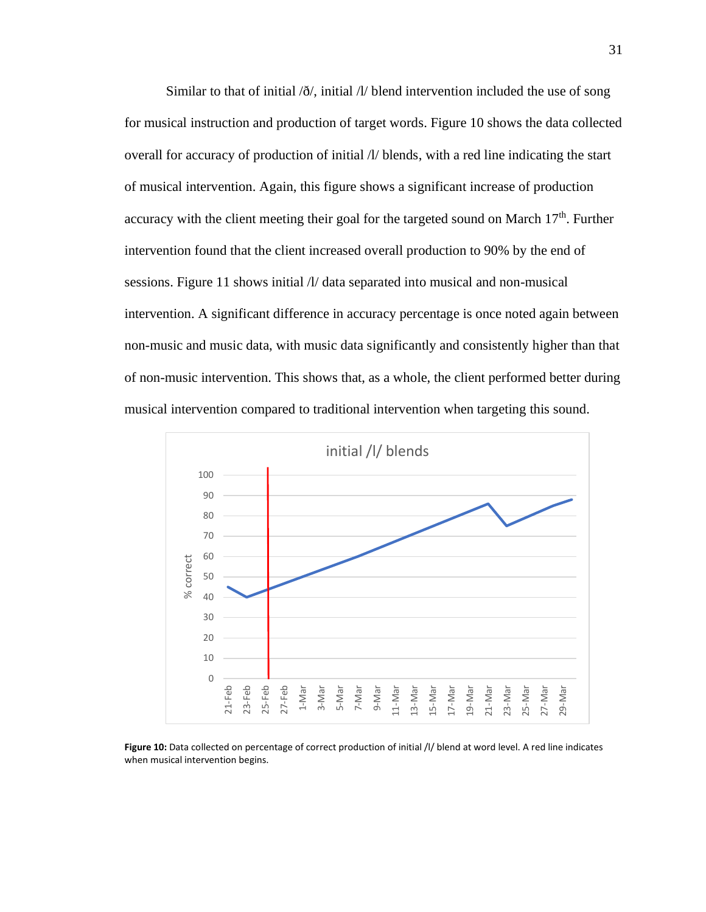Similar to that of initial /ð/, initial /l/ blend intervention included the use of song for musical instruction and production of target words. Figure 10 shows the data collected overall for accuracy of production of initial /l/ blends, with a red line indicating the start of musical intervention. Again, this figure shows a significant increase of production accuracy with the client meeting their goal for the targeted sound on March 17th. Further intervention found that the client increased overall production to 90% by the end of sessions. Figure 11 shows initial /l/ data separated into musical and non-musical intervention. A significant difference in accuracy percentage is once noted again between non-music and music data, with music data significantly and consistently higher than that of non-music intervention. This shows that, as a whole, the client performed better during musical intervention compared to traditional intervention when targeting this sound.

**Figure 10:** Data collected on percentage of correct production of initial /l/ blend at word level. A red line indicates when musical intervention begins.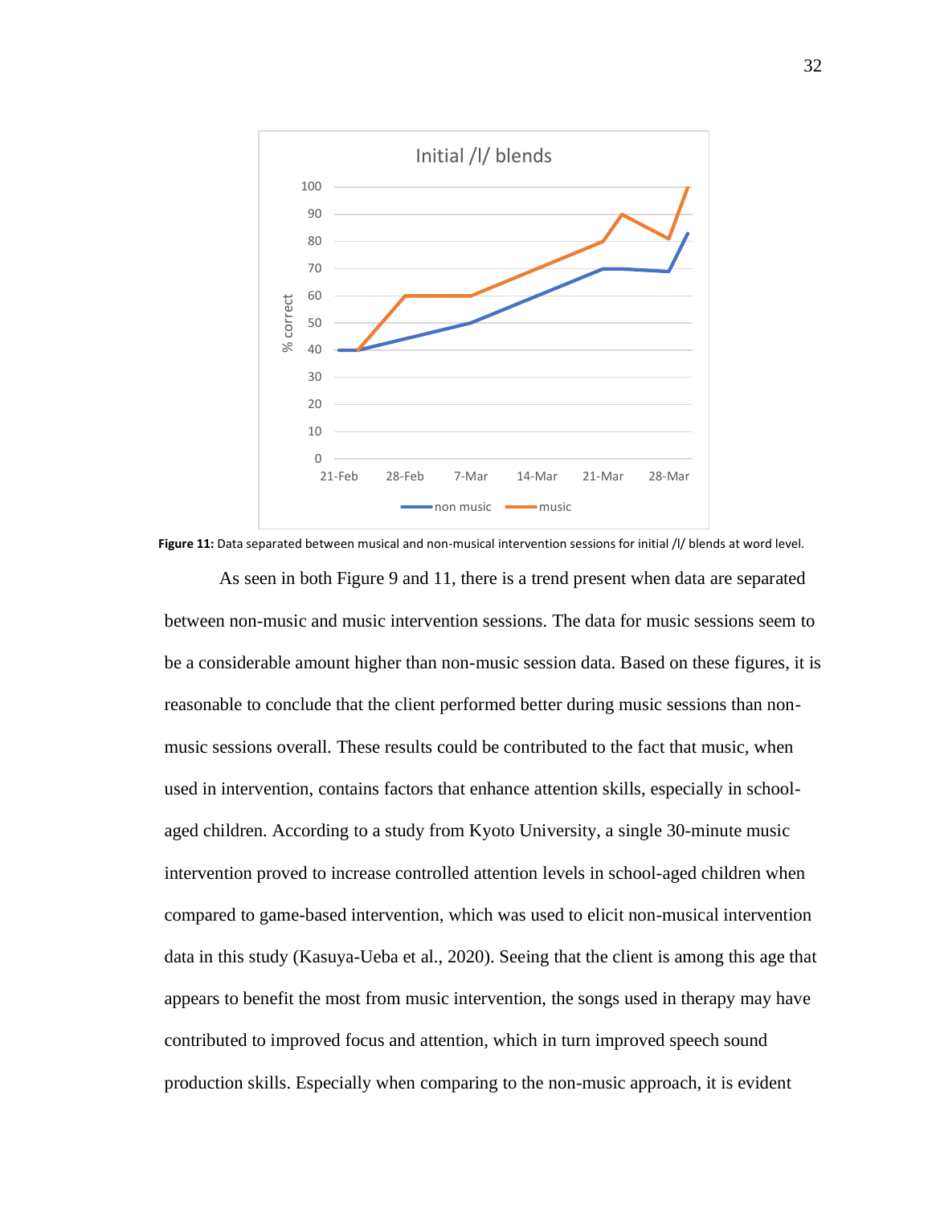**Figure 11:** Data separated between musical and non-musical intervention sessions for initial /l/ blends at word level.

As seen in both Figure 9 and 11, there is a trend present when data are separated between non-music and music intervention sessions. The data for music sessions seem to be a considerable amount higher than non-music session data. Based on these figures, it is reasonable to conclude that the client performed better during music sessions than non-music sessions overall. These results could be contributed to the fact that music, when used in intervention, contains factors that enhance attention skills, especially in school-aged children. According to a study from Kyoto University, a single 30-minute music intervention proved to increase controlled attention levels in school-aged children when compared to game-based intervention, which was used to elicit non-musical intervention data in this study (Kasuya-Ueba et al., 2020). Seeing that the client is among this age that appears to benefit the most from music intervention, the songs used in therapy may have contributed to improved focus and attention, which in turn improved speech sound production skills. Especially when comparing to the non-music approach, it is evident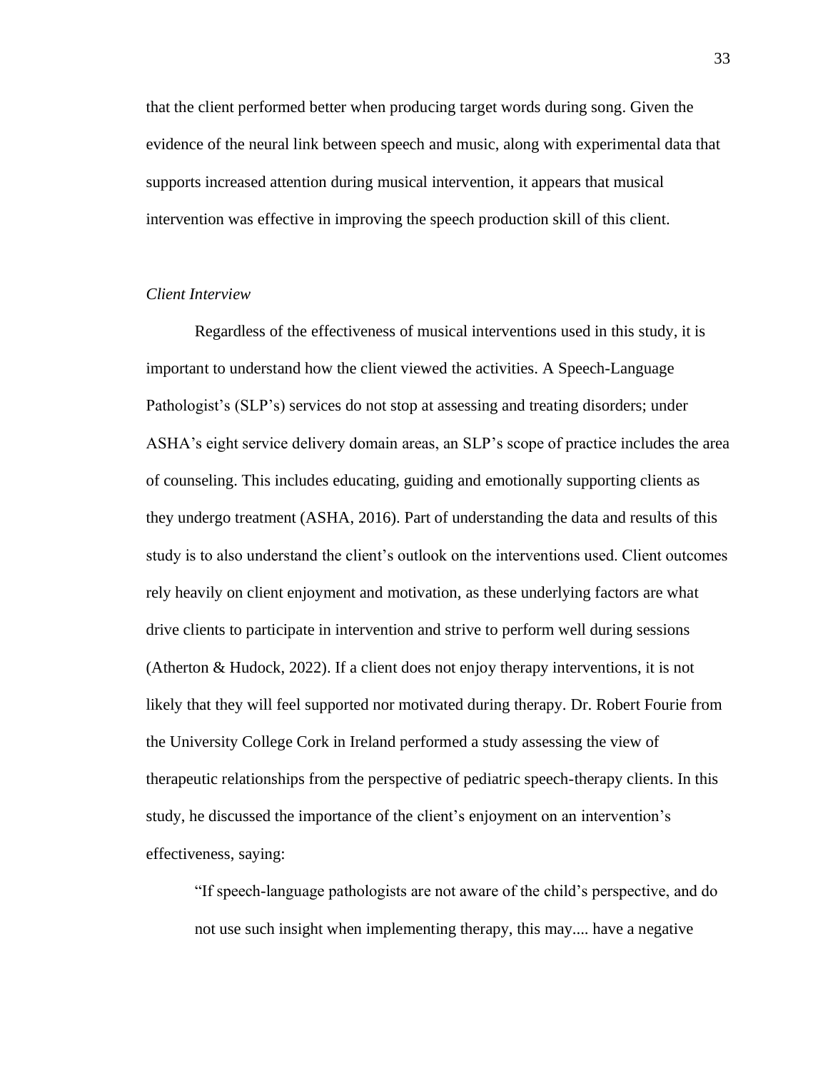that the client performed better when producing target words during song. Given the evidence of the neural link between speech and music, along with experimental data that supports increased attention during musical intervention, it appears that musical intervention was effective in improving the speech production skill of this client.

*Client Interview*

Regardless of the effectiveness of musical interventions used in this study, it is important to understand how the client viewed the activities. A Speech-Language Pathologist's (SLP's) services do not stop at assessing and treating disorders; under ASHA's eight service delivery domain areas, an SLP's scope of practice includes the area of counseling. This includes educating, guiding and emotionally supporting clients as they undergo treatment (ASHA, 2016). Part of understanding the data and results of this study is to also understand the client's outlook on the interventions used. Client outcomes rely heavily on client enjoyment and motivation, as these underlying factors are what drive clients to participate in intervention and strive to perform well during sessions (Atherton & Hudock, 2022). If a client does not enjoy therapy interventions, it is not likely that they will feel supported nor motivated during therapy. Dr. Robert Fourie from the University College Cork in Ireland performed a study assessing the view of therapeutic relationships from the perspective of pediatric speech-therapy clients. In this study, he discussed the importance of the client's enjoyment on an intervention's effectiveness, saying:

> "If speech-language pathologists are not aware of the child's perspective, and do not use such insight when implementing therapy, this may.... have a negative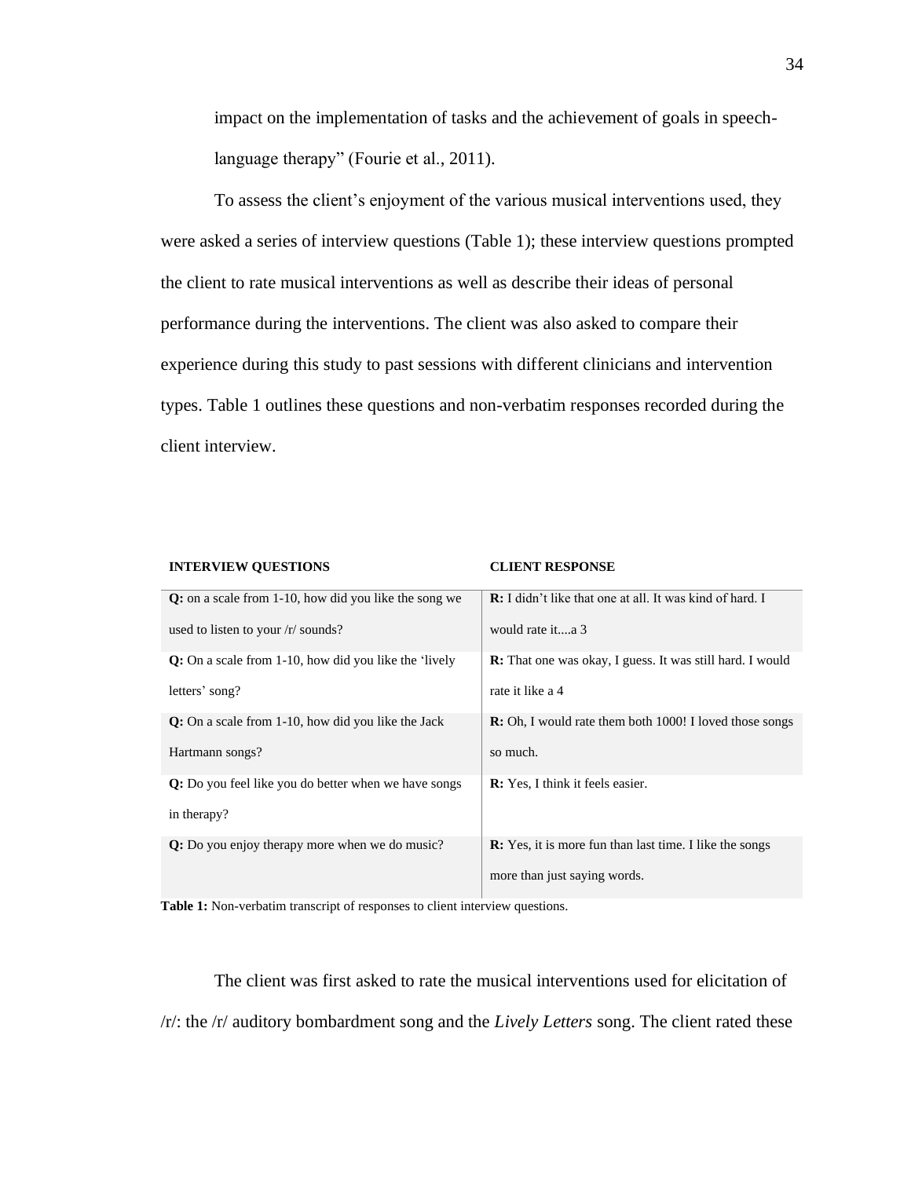impact on the implementation of tasks and the achievement of goals in speech-language therapy" (Fourie et al., 2011).

To assess the client's enjoyment of the various musical interventions used, they were asked a series of interview questions (Table 1); these interview questions prompted the client to rate musical interventions as well as describe their ideas of personal performance during the interventions. The client was also asked to compare their experience during this study to past sessions with different clinicians and intervention types. Table 1 outlines these questions and non-verbatim responses recorded during the client interview.

| **INTERVIEW QUESTIONS** | **CLIENT RESPONSE** |
| --- | --- |
| **Q:** on a scale from 1-10, how did you like the song we used to listen to your /r/ sounds? | **R:** I didn't like that one at all. It was kind of hard. I would rate it....a 3 |
| **Q:** On a scale from 1-10, how did you like the 'lively letters' song? | **R:** That one was okay, I guess. It was still hard. I would rate it like a 4 |
| **Q:** On a scale from 1-10, how did you like the Jack Hartmann songs? | **R:** Oh, I would rate them both 1000! I loved those songs so much. |
| **Q:** Do you feel like you do better when we have songs in therapy? | **R:** Yes, I think it feels easier. |
| **Q:** Do you enjoy therapy more when we do music? | **R:** Yes, it is more fun than last time. I like the songs more than just saying words. |

**Table 1:** Non-verbatim transcript of responses to client interview questions.

The client was first asked to rate the musical interventions used for elicitation of /r/: the /r/ auditory bombardment song and the *Lively Letters* song. The client rated these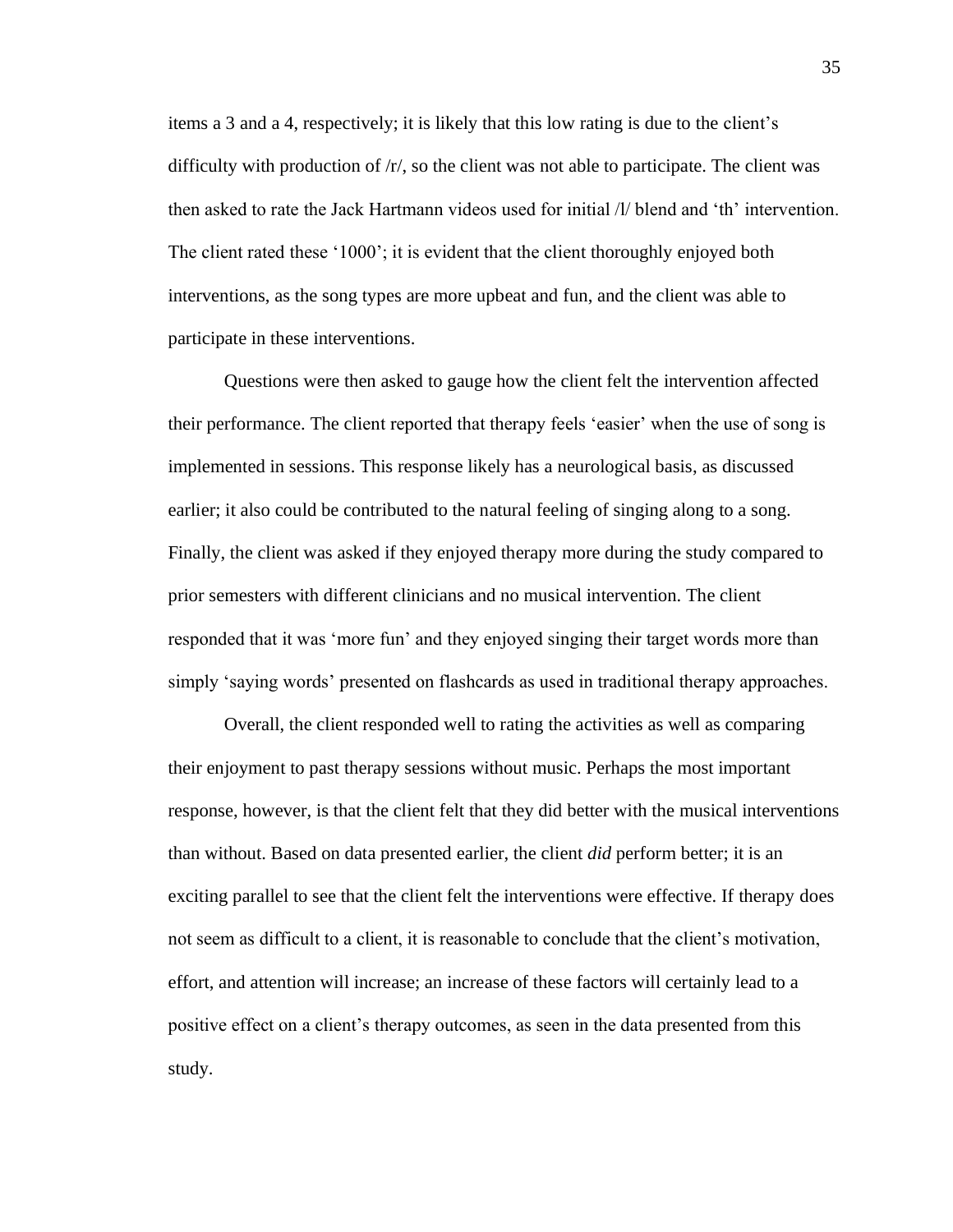items a 3 and a 4, respectively; it is likely that this low rating is due to the client's difficulty with production of /r/, so the client was not able to participate. The client was then asked to rate the Jack Hartmann videos used for initial /l/ blend and 'th' intervention. The client rated these '1000'; it is evident that the client thoroughly enjoyed both interventions, as the song types are more upbeat and fun, and the client was able to participate in these interventions.

Questions were then asked to gauge how the client felt the intervention affected their performance. The client reported that therapy feels 'easier' when the use of song is implemented in sessions. This response likely has a neurological basis, as discussed earlier; it also could be contributed to the natural feeling of singing along to a song. Finally, the client was asked if they enjoyed therapy more during the study compared to prior semesters with different clinicians and no musical intervention. The client responded that it was 'more fun' and they enjoyed singing their target words more than simply 'saying words' presented on flashcards as used in traditional therapy approaches.

Overall, the client responded well to rating the activities as well as comparing their enjoyment to past therapy sessions without music. Perhaps the most important response, however, is that the client felt that they did better with the musical interventions than without. Based on data presented earlier, the client *did* perform better; it is an exciting parallel to see that the client felt the interventions were effective. If therapy does not seem as difficult to a client, it is reasonable to conclude that the client's motivation, effort, and attention will increase; an increase of these factors will certainly lead to a positive effect on a client's therapy outcomes, as seen in the data presented from this study.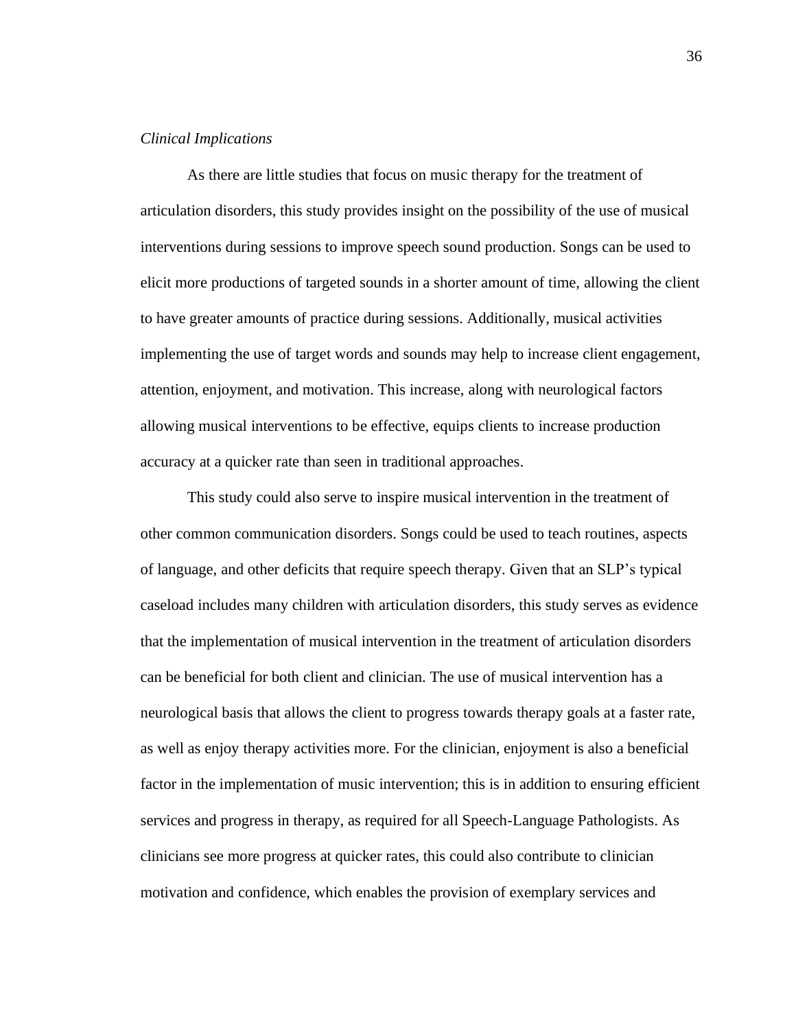*Clinical Implications*

As there are little studies that focus on music therapy for the treatment of articulation disorders, this study provides insight on the possibility of the use of musical interventions during sessions to improve speech sound production. Songs can be used to elicit more productions of targeted sounds in a shorter amount of time, allowing the client to have greater amounts of practice during sessions. Additionally, musical activities implementing the use of target words and sounds may help to increase client engagement, attention, enjoyment, and motivation. This increase, along with neurological factors allowing musical interventions to be effective, equips clients to increase production accuracy at a quicker rate than seen in traditional approaches.

This study could also serve to inspire musical intervention in the treatment of other common communication disorders. Songs could be used to teach routines, aspects of language, and other deficits that require speech therapy. Given that an SLP's typical caseload includes many children with articulation disorders, this study serves as evidence that the implementation of musical intervention in the treatment of articulation disorders can be beneficial for both client and clinician. The use of musical intervention has a neurological basis that allows the client to progress towards therapy goals at a faster rate, as well as enjoy therapy activities more. For the clinician, enjoyment is also a beneficial factor in the implementation of music intervention; this is in addition to ensuring efficient services and progress in therapy, as required for all Speech-Language Pathologists. As clinicians see more progress at quicker rates, this could also contribute to clinician motivation and confidence, which enables the provision of exemplary services and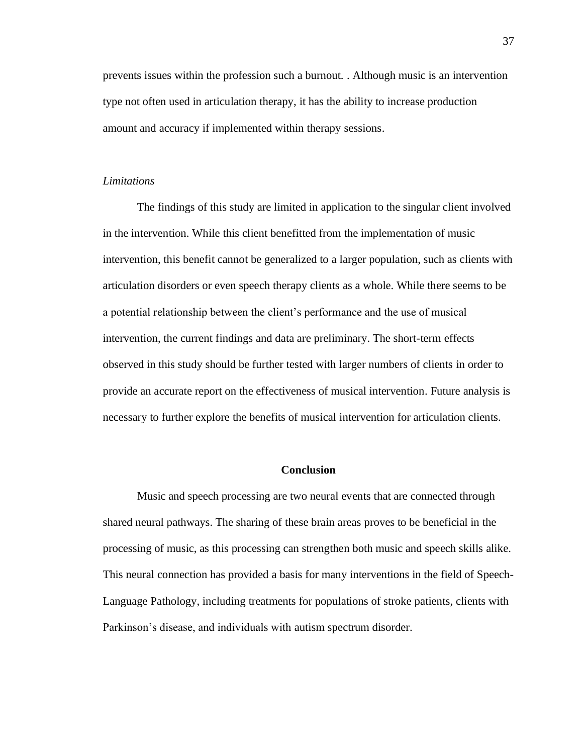prevents issues within the profession such a burnout. . Although music is an intervention type not often used in articulation therapy, it has the ability to increase production amount and accuracy if implemented within therapy sessions.

*Limitations*

The findings of this study are limited in application to the singular client involved in the intervention. While this client benefitted from the implementation of music intervention, this benefit cannot be generalized to a larger population, such as clients with articulation disorders or even speech therapy clients as a whole. While there seems to be a potential relationship between the client's performance and the use of musical intervention, the current findings and data are preliminary. The short-term effects observed in this study should be further tested with larger numbers of clients in order to provide an accurate report on the effectiveness of musical intervention. Future analysis is necessary to further explore the benefits of musical intervention for articulation clients.

## Conclusion

Music and speech processing are two neural events that are connected through shared neural pathways. The sharing of these brain areas proves to be beneficial in the processing of music, as this processing can strengthen both music and speech skills alike. This neural connection has provided a basis for many interventions in the field of Speech-Language Pathology, including treatments for populations of stroke patients, clients with Parkinson's disease, and individuals with autism spectrum disorder.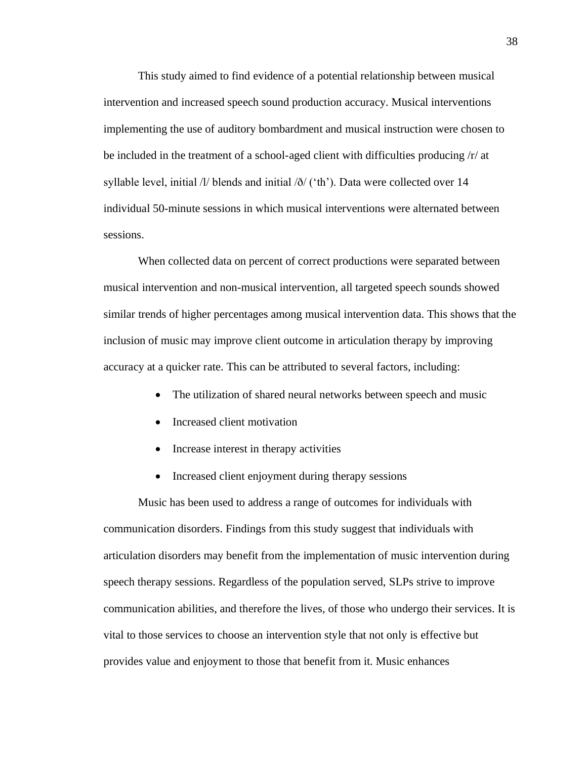This study aimed to find evidence of a potential relationship between musical intervention and increased speech sound production accuracy. Musical interventions implementing the use of auditory bombardment and musical instruction were chosen to be included in the treatment of a school-aged client with difficulties producing /r/ at syllable level, initial /l/ blends and initial /ð/ ('th'). Data were collected over 14 individual 50-minute sessions in which musical interventions were alternated between sessions.

When collected data on percent of correct productions were separated between musical intervention and non-musical intervention, all targeted speech sounds showed similar trends of higher percentages among musical intervention data. This shows that the inclusion of music may improve client outcome in articulation therapy by improving accuracy at a quicker rate. This can be attributed to several factors, including:

- The utilization of shared neural networks between speech and music
- Increased client motivation
- Increase interest in therapy activities
- Increased client enjoyment during therapy sessions

Music has been used to address a range of outcomes for individuals with communication disorders. Findings from this study suggest that individuals with articulation disorders may benefit from the implementation of music intervention during speech therapy sessions. Regardless of the population served, SLPs strive to improve communication abilities, and therefore the lives, of those who undergo their services. It is vital to those services to choose an intervention style that not only is effective but provides value and enjoyment to those that benefit from it. Music enhances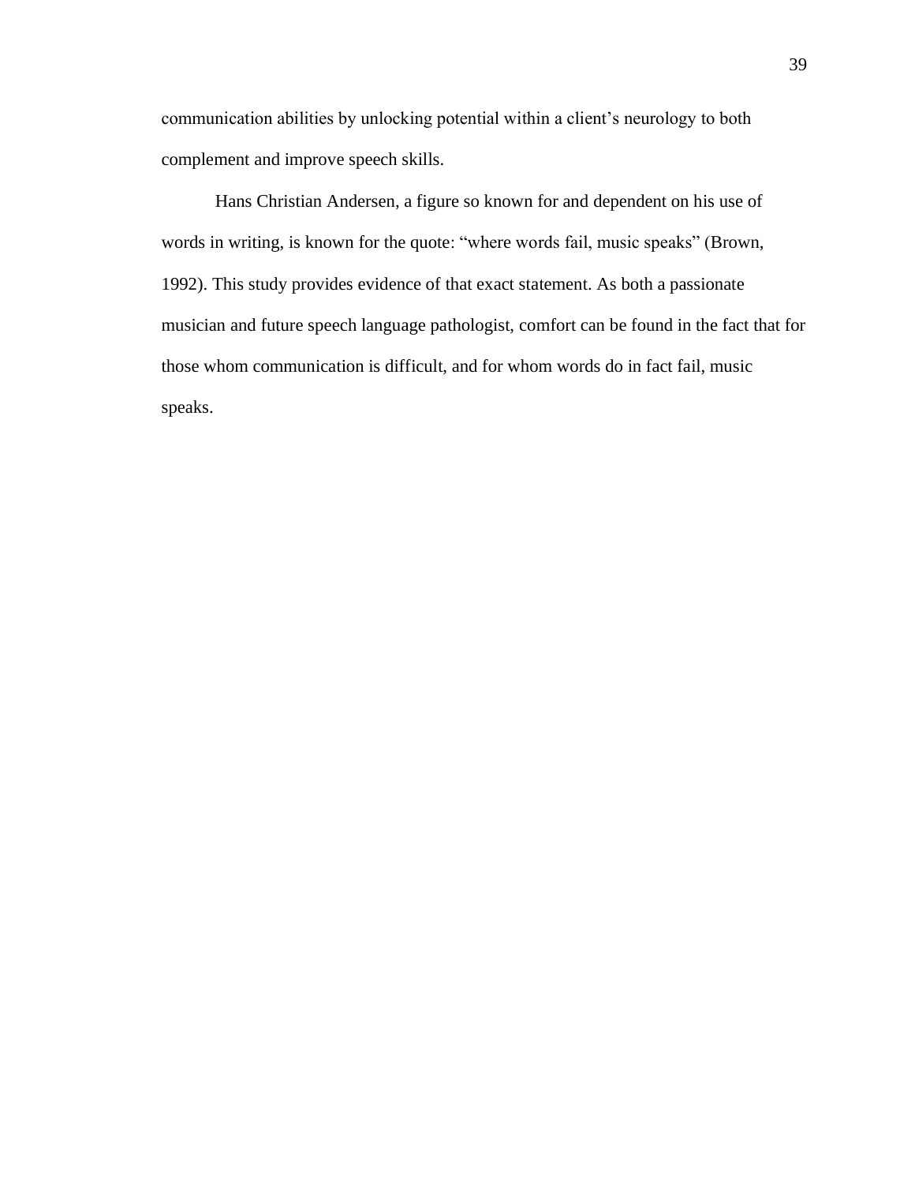communication abilities by unlocking potential within a client's neurology to both complement and improve speech skills.

Hans Christian Andersen, a figure so known for and dependent on his use of words in writing, is known for the quote: "where words fail, music speaks" (Brown, 1992). This study provides evidence of that exact statement. As both a passionate musician and future speech language pathologist, comfort can be found in the fact that for those whom communication is difficult, and for whom words do in fact fail, music speaks.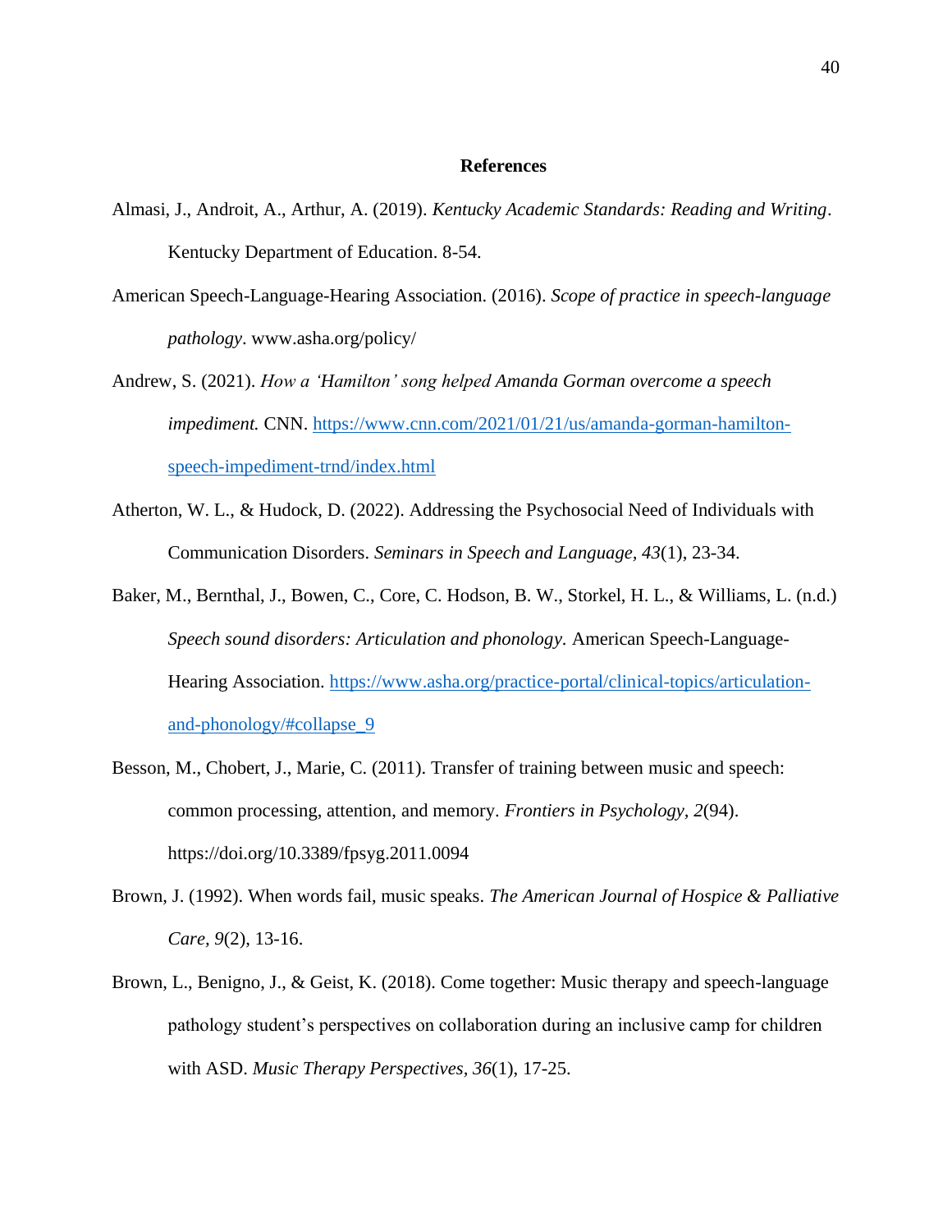## References

Almasi, J., Androit, A., Arthur, A. (2019). *Kentucky Academic Standards: Reading and Writing*. Kentucky Department of Education. 8-54.

American Speech-Language-Hearing Association. (2016). *Scope of practice in speech-language pathology*. www.asha.org/policy/

Andrew, S. (2021). *How a 'Hamilton' song helped Amanda Gorman overcome a speech impediment.* CNN. https://www.cnn.com/2021/01/21/us/amanda-gorman-hamilton-speech-impediment-trnd/index.html

Atherton, W. L., & Hudock, D. (2022). Addressing the Psychosocial Need of Individuals with Communication Disorders. *Seminars in Speech and Language*, *43*(1), 23-34.

Baker, M., Bernthal, J., Bowen, C., Core, C. Hodson, B. W., Storkel, H. L., & Williams, L. (n.d.) *Speech sound disorders: Articulation and phonology.* American Speech-Language-Hearing Association. https://www.asha.org/practice-portal/clinical-topics/articulation-and-phonology/#collapse_9

Besson, M., Chobert, J., Marie, C. (2011). Transfer of training between music and speech: common processing, attention, and memory. *Frontiers in Psychology*, *2*(94). https://doi.org/10.3389/fpsyg.2011.0094

Brown, J. (1992). When words fail, music speaks. *The American Journal of Hospice & Palliative Care*, *9*(2), 13-16.

Brown, L., Benigno, J., & Geist, K. (2018). Come together: Music therapy and speech-language pathology student's perspectives on collaboration during an inclusive camp for children with ASD. *Music Therapy Perspectives, 36*(1), 17-25.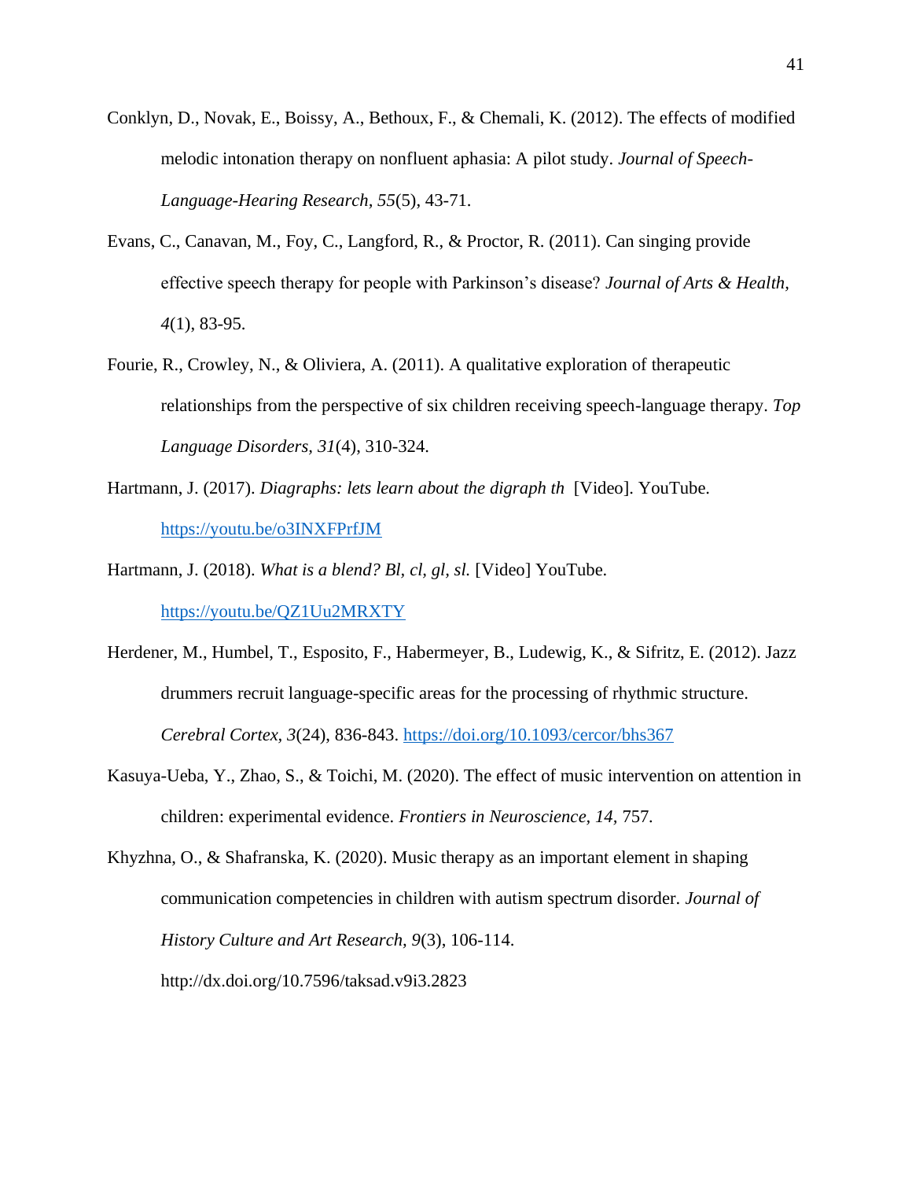Conklyn, D., Novak, E., Boissy, A., Bethoux, F., & Chemali, K. (2012). The effects of modified melodic intonation therapy on nonfluent aphasia: A pilot study. *Journal of Speech-Language-Hearing Research, 55*(5), 43-71.

Evans, C., Canavan, M., Foy, C., Langford, R., & Proctor, R. (2011). Can singing provide effective speech therapy for people with Parkinson's disease? *Journal of Arts & Health, 4*(1), 83-95.

Fourie, R., Crowley, N., & Oliviera, A. (2011). A qualitative exploration of therapeutic relationships from the perspective of six children receiving speech-language therapy. *Top Language Disorders, 31*(4), 310-324.

Hartmann, J. (2017). *Diagraphs: lets learn about the digraph th* [Video]. YouTube. https://youtu.be/o3INXFPrfJM

Hartmann, J. (2018). *What is a blend? Bl, cl, gl, sl.* [Video] YouTube. https://youtu.be/QZ1Uu2MRXTY

Herdener, M., Humbel, T., Esposito, F., Habermeyer, B., Ludewig, K., & Sifritz, E. (2012). Jazz drummers recruit language-specific areas for the processing of rhythmic structure. *Cerebral Cortex, 3*(24), 836-843. https://doi.org/10.1093/cercor/bhs367

Kasuya-Ueba, Y., Zhao, S., & Toichi, M. (2020). The effect of music intervention on attention in children: experimental evidence. *Frontiers in Neuroscience, 14,* 757.

Khyzhna, O., & Shafranska, K. (2020). Music therapy as an important element in shaping communication competencies in children with autism spectrum disorder. *Journal of History Culture and Art Research, 9*(3), 106-114. http://dx.doi.org/10.7596/taksad.v9i3.2823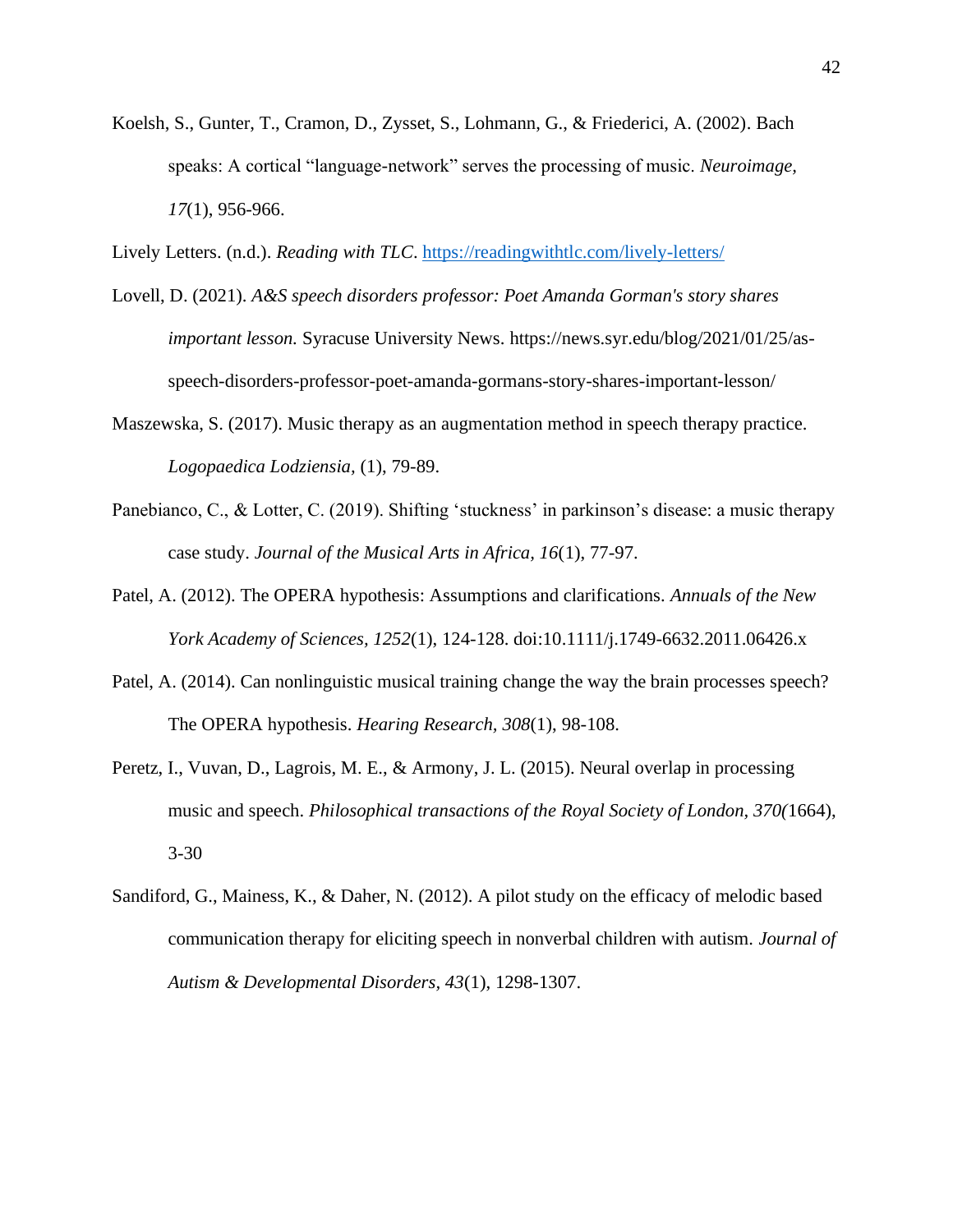Koelsh, S., Gunter, T., Cramon, D., Zysset, S., Lohmann, G., & Friederici, A. (2002). Bach speaks: A cortical "language-network" serves the processing of music. *Neuroimage*, *17*(1), 956-966.

Lively Letters. (n.d.). *Reading with TLC*. https://readingwithtlc.com/lively-letters/

Lovell, D. (2021). *A&S speech disorders professor: Poet Amanda Gorman's story shares important lesson.* Syracuse University News. https://news.syr.edu/blog/2021/01/25/as-speech-disorders-professor-poet-amanda-gormans-story-shares-important-lesson/

Maszewska, S. (2017). Music therapy as an augmentation method in speech therapy practice. *Logopaedica Lodziensia,* (1), 79-89.

Panebianco, C., & Lotter, C. (2019). Shifting 'stuckness' in parkinson's disease: a music therapy case study. *Journal of the Musical Arts in Africa, 16*(1), 77-97.

Patel, A. (2012). The OPERA hypothesis: Assumptions and clarifications. *Annuals of the New York Academy of Sciences, 1252*(1), 124-128. doi:10.1111/j.1749-6632.2011.06426.x

Patel, A. (2014). Can nonlinguistic musical training change the way the brain processes speech? The OPERA hypothesis. *Hearing Research, 308*(1), 98-108.

Peretz, I., Vuvan, D., Lagrois, M. E., & Armony, J. L. (2015). Neural overlap in processing music and speech. *Philosophical transactions of the Royal Society of London, 370(*1664), 3-30

Sandiford, G., Mainess, K., & Daher, N. (2012). A pilot study on the efficacy of melodic based communication therapy for eliciting speech in nonverbal children with autism. *Journal of Autism & Developmental Disorders, 43*(1), 1298-1307.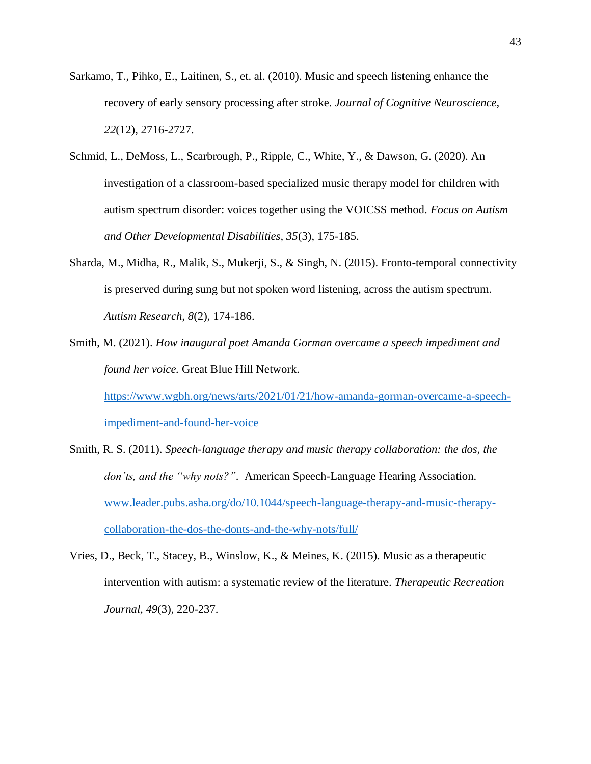Sarkamo, T., Pihko, E., Laitinen, S., et. al. (2010). Music and speech listening enhance the recovery of early sensory processing after stroke. *Journal of Cognitive Neuroscience, 22*(12), 2716-2727.

Schmid, L., DeMoss, L., Scarbrough, P., Ripple, C., White, Y., & Dawson, G. (2020). An investigation of a classroom-based specialized music therapy model for children with autism spectrum disorder: voices together using the VOICSS method. *Focus on Autism and Other Developmental Disabilities, 35*(3), 175-185.

Sharda, M., Midha, R., Malik, S., Mukerji, S., & Singh, N. (2015). Fronto-temporal connectivity is preserved during sung but not spoken word listening, across the autism spectrum. *Autism Research, 8*(2), 174-186.

Smith, M. (2021). *How inaugural poet Amanda Gorman overcame a speech impediment and found her voice.* Great Blue Hill Network. [https://www.wgbh.org/news/arts/2021/01/21/how-amanda-gorman-overcame-a-speech-impediment-and-found-her-voice](https://www.wgbh.org/news/arts/2021/01/21/how-amanda-gorman-overcame-a-speech-impediment-and-found-her-voice)

Smith, R. S. (2011). *Speech-language therapy and music therapy collaboration: the dos, the don't's, and the "why nots?".* American Speech-Language Hearing Association. [www.leader.pubs.asha.org/do/10.1044/speech-language-therapy-and-music-therapy-collaboration-the-dos-the-donts-and-the-why-nots/full/](www.leader.pubs.asha.org/do/10.1044/speech-language-therapy-and-music-therapy-collaboration-the-dos-the-donts-and-the-why-nots/full/)

Vries, D., Beck, T., Stacey, B., Winslow, K., & Meines, K. (2015). Music as a therapeutic intervention with autism: a systematic review of the literature. *Therapeutic Recreation Journal*, *49*(3), 220-237.